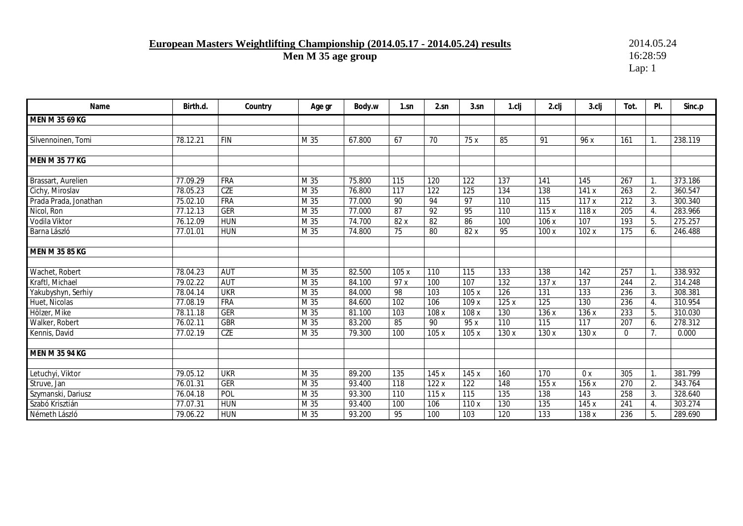**European Masters Weightlifting Championship (2014.05.17 - 2014.05.24) results**

**Men M 35 age group**

2014.05.24
16:28:59
Lap: 1

| Name | Birth.d. | Country | Age gr | Body.w | 1.sn | 2.sn | 3.sn | 1.clj | 2.clj | 3.clj | Tot. | Pl. | Sinc.p |
|---|---|---|---|---|---|---|---|---|---|---|---|---|---|
| **MEN M 35 69 KG** | | | | | | | | | | | | | |
| | | | | | | | | | | | | | |
| Silvennoinen, Tomi | 78.12.21 | FIN | M 35 | 67.800 | 67 | 70 | 75 x | 85 | 91 | 96 x | 161 | 1. | 238.119 |
| | | | | | | | | | | | | | |
| **MEN M 35 77 KG** | | | | | | | | | | | | | |
| | | | | | | | | | | | | | |
| Brassart, Aurelien | 77.09.29 | FRA | M 35 | 75.800 | 115 | 120 | 122 | 137 | 141 | 145 | 267 | 1. | 373.186 |
| Cichy, Miroslav | 78.05.23 | CZE | M 35 | 76.800 | 117 | 122 | 125 | 134 | 138 | 141 x | 263 | 2. | 360.547 |
| Prada Prada, Jonathan | 75.02.10 | FRA | M 35 | 77.000 | 90 | 94 | 97 | 110 | 115 | 117 x | 212 | 3. | 300.340 |
| Nicol, Ron | 77.12.13 | GER | M 35 | 77.000 | 87 | 92 | 95 | 110 | 115 x | 118 x | 205 | 4. | 283.966 |
| Vodila Viktor | 76.12.09 | HUN | M 35 | 74.700 | 82 x | 82 | 86 | 100 | 106 x | 107 | 193 | 5. | 275.257 |
| Barna László | 77.01.01 | HUN | M 35 | 74.800 | 75 | 80 | 82 x | 95 | 100 x | 102 x | 175 | 6. | 246.488 |
| | | | | | | | | | | | | | |
| **MEN M 35 85 KG** | | | | | | | | | | | | | |
| | | | | | | | | | | | | | |
| Wachet, Robert | 78.04.23 | AUT | M 35 | 82.500 | 105 x | 110 | 115 | 133 | 138 | 142 | 257 | 1. | 338.932 |
| Kraftl, Michael | 79.02.22 | AUT | M 35 | 84.100 | 97 x | 100 | 107 | 132 | 137 x | 137 | 244 | 2. | 314.248 |
| Yakubyshyn, Serhiy | 78.04.14 | UKR | M 35 | 84.000 | 98 | 103 | 105 x | 126 | 131 | 133 | 236 | 3. | 308.381 |
| Huet, Nicolas | 77.08.19 | FRA | M 35 | 84.600 | 102 | 106 | 109 x | 125 x | 125 | 130 | 236 | 4. | 310.954 |
| Hölzer, Mike | 78.11.18 | GER | M 35 | 81.100 | 103 | 108 x | 108 x | 130 | 136 x | 136 x | 233 | 5. | 310.030 |
| Walker, Robert | 76.02.11 | GBR | M 35 | 83.200 | 85 | 90 | 95 x | 110 | 115 | 117 | 207 | 6. | 278.312 |
| Kennis, David | 77.02.19 | CZE | M 35 | 79.300 | 100 | 105 x | 105 x | 130 x | 130 x | 130 x | 0 | 7. | 0.000 |
| | | | | | | | | | | | | | |
| **MEN M 35 94 KG** | | | | | | | | | | | | | |
| | | | | | | | | | | | | | |
| Letuchyi, Viktor | 79.05.12 | UKR | M 35 | 89.200 | 135 | 145 x | 145 x | 160 | 170 | 0 x | 305 | 1. | 381.799 |
| Struve, Jan | 76.01.31 | GER | M 35 | 93.400 | 118 | 122 x | 122 | 148 | 155 x | 156 x | 270 | 2. | 343.764 |
| Szymanski, Dariusz | 76.04.18 | POL | M 35 | 93.300 | 110 | 115 x | 115 | 135 | 138 | 143 | 258 | 3. | 328.640 |
| Szabó Krisztián | 77.07.31 | HUN | M 35 | 93.400 | 100 | 106 | 110 x | 130 | 135 | 145 x | 241 | 4. | 303.274 |
| Németh László | 79.06.22 | HUN | M 35 | 93.200 | 95 | 100 | 103 | 120 | 133 | 138 x | 236 | 5. | 289.690 |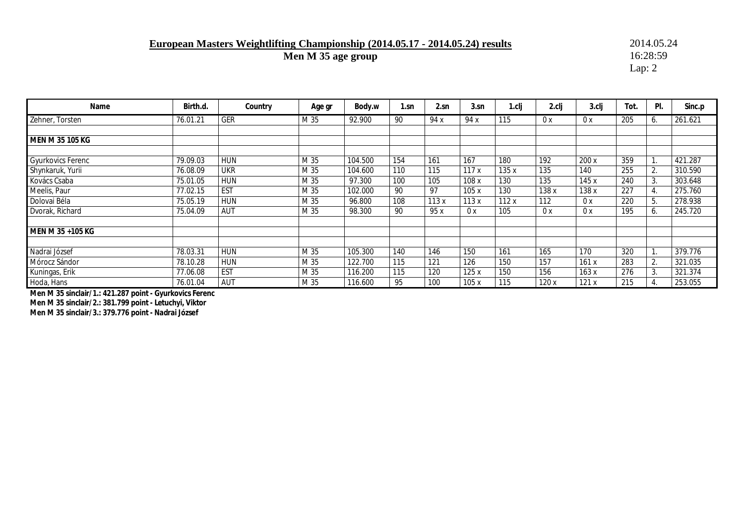**European Masters Weightlifting Championship (2014.05.17 - 2014.05.24) results**

**Men M 35 age group**

2014.05.24
16:28:59
Lap: 2

| Name | Birth.d. | Country | Age gr | Body.w | 1.sn | 2.sn | 3.sn | 1.clj | 2.clj | 3.clj | Tot. | Pl. | Sinc.p |
|---|---|---|---|---|---|---|---|---|---|---|---|---|---|
| Zehner, Torsten | 76.01.21 | GER | M 35 | 92.900 | 90 | 94 x | 94 x | 115 | 0 x | 0 x | 205 | 6. | 261.621 |
| | | | | | | | | | | | | | |
| **MEN M 35 105 KG** | | | | | | | | | | | | | |
| | | | | | | | | | | | | | |
| Gyurkovics Ferenc | 79.09.03 | HUN | M 35 | 104.500 | 154 | 161 | 167 | 180 | 192 | 200 x | 359 | 1. | 421.287 |
| Shynkaruk, Yurii | 76.08.09 | UKR | M 35 | 104.600 | 110 | 115 | 117 x | 135 x | 135 | 140 | 255 | 2. | 310.590 |
| Kovács Csaba | 75.01.05 | HUN | M 35 | 97.300 | 100 | 105 | 108 x | 130 | 135 | 145 x | 240 | 3. | 303.648 |
| Meelis, Paur | 77.02.15 | EST | M 35 | 102.000 | 90 | 97 | 105 x | 130 | 138 x | 138 x | 227 | 4. | 275.760 |
| Dolovai Béla | 75.05.19 | HUN | M 35 | 96.800 | 108 | 113 x | 113 x | 112 x | 112 | 0 x | 220 | 5. | 278.938 |
| Dvorak, Richard | 75.04.09 | AUT | M 35 | 98.300 | 90 | 95 x | 0 x | 105 | 0 x | 0 x | 195 | 6. | 245.720 |
| | | | | | | | | | | | | | |
| **MEN M 35 +105 KG** | | | | | | | | | | | | | |
| | | | | | | | | | | | | | |
| Nadrai József | 78.03.31 | HUN | M 35 | 105.300 | 140 | 146 | 150 | 161 | 165 | 170 | 320 | 1. | 379.776 |
| Mórocz Sándor | 78.10.28 | HUN | M 35 | 122.700 | 115 | 121 | 126 | 150 | 157 | 161 x | 283 | 2. | 321.035 |
| Kuningas, Erik | 77.06.08 | EST | M 35 | 116.200 | 115 | 120 | 125 x | 150 | 156 | 163 x | 276 | 3. | 321.374 |
| Hoda, Hans | 76.01.04 | AUT | M 35 | 116.600 | 95 | 100 | 105 x | 115 | 120 x | 121 x | 215 | 4. | 253.055 |

**Men M 35 sinclair/1.: 421.287 point - Gyurkovics Ferenc**
**Men M 35 sinclair/2.: 381.799 point - Letuchyi, Viktor**
**Men M 35 sinclair/3.: 379.776 point - Nadrai József**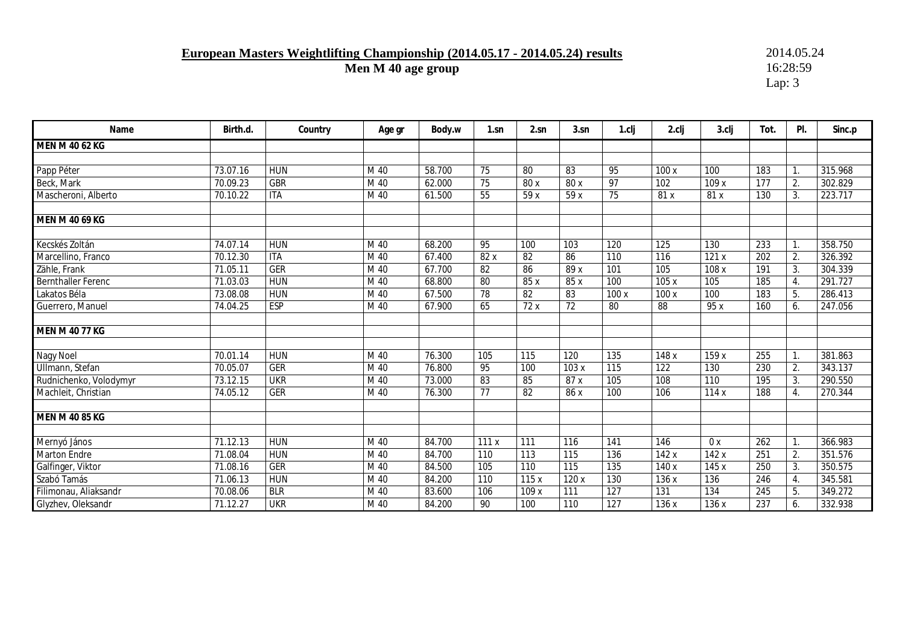**European Masters Weightlifting Championship (2014.05.17 - 2014.05.24) results**

**Men M 40 age group**

2014.05.24
16:28:59
Lap: 3

| Name | Birth.d. | Country | Age gr | Body.w | 1.sn | 2.sn | 3.sn | 1.clj | 2.clj | 3.clj | Tot. | Pl. | Sinc.p |
|---|---|---|---|---|---|---|---|---|---|---|---|---|---|
| **MEN M 40 62 KG** | | | | | | | | | | | | | |
| | | | | | | | | | | | | | |
| Papp Péter | 73.07.16 | HUN | M 40 | 58.700 | 75 | 80 | 83 | 95 | 100 x | 100 | 183 | 1. | 315.968 |
| Beck, Mark | 70.09.23 | GBR | M 40 | 62.000 | 75 | 80 x | 80 x | 97 | 102 | 109 x | 177 | 2. | 302.829 |
| Mascheroni, Alberto | 70.10.22 | ITA | M 40 | 61.500 | 55 | 59 x | 59 x | 75 | 81 x | 81 x | 130 | 3. | 223.717 |
| | | | | | | | | | | | | | |
| **MEN M 40 69 KG** | | | | | | | | | | | | | |
| | | | | | | | | | | | | | |
| Kecskés Zoltán | 74.07.14 | HUN | M 40 | 68.200 | 95 | 100 | 103 | 120 | 125 | 130 | 233 | 1. | 358.750 |
| Marcellino, Franco | 70.12.30 | ITA | M 40 | 67.400 | 82 x | 82 | 86 | 110 | 116 | 121 x | 202 | 2. | 326.392 |
| Zähle, Frank | 71.05.11 | GER | M 40 | 67.700 | 82 | 86 | 89 x | 101 | 105 | 108 x | 191 | 3. | 304.339 |
| Bernthaller Ferenc | 71.03.03 | HUN | M 40 | 68.800 | 80 | 85 x | 85 x | 100 | 105 x | 105 | 185 | 4. | 291.727 |
| Lakatos Béla | 73.08.08 | HUN | M 40 | 67.500 | 78 | 82 | 83 | 100 x | 100 x | 100 | 183 | 5. | 286.413 |
| Guerrero, Manuel | 74.04.25 | ESP | M 40 | 67.900 | 65 | 72 x | 72 | 80 | 88 | 95 x | 160 | 6. | 247.056 |
| | | | | | | | | | | | | | |
| **MEN M 40 77 KG** | | | | | | | | | | | | | |
| | | | | | | | | | | | | | |
| Nagy Noel | 70.01.14 | HUN | M 40 | 76.300 | 105 | 115 | 120 | 135 | 148 x | 159 x | 255 | 1. | 381.863 |
| Ullmann, Stefan | 70.05.07 | GER | M 40 | 76.800 | 95 | 100 | 103 x | 115 | 122 | 130 | 230 | 2. | 343.137 |
| Rudnichenko, Volodymyr | 73.12.15 | UKR | M 40 | 73.000 | 83 | 85 | 87 x | 105 | 108 | 110 | 195 | 3. | 290.550 |
| Machleit, Christian | 74.05.12 | GER | M 40 | 76.300 | 77 | 82 | 86 x | 100 | 106 | 114 x | 188 | 4. | 270.344 |
| | | | | | | | | | | | | | |
| **MEN M 40 85 KG** | | | | | | | | | | | | | |
| | | | | | | | | | | | | | |
| Mernyó János | 71.12.13 | HUN | M 40 | 84.700 | 111 x | 111 | 116 | 141 | 146 | 0 x | 262 | 1. | 366.983 |
| Marton Endre | 71.08.04 | HUN | M 40 | 84.700 | 110 | 113 | 115 | 136 | 142 x | 142 x | 251 | 2. | 351.576 |
| Galfinger, Viktor | 71.08.16 | GER | M 40 | 84.500 | 105 | 110 | 115 | 135 | 140 x | 145 x | 250 | 3. | 350.575 |
| Szabó Tamás | 71.06.13 | HUN | M 40 | 84.200 | 110 | 115 x | 120 x | 130 | 136 x | 136 | 246 | 4. | 345.581 |
| Filimonau, Aliaksandr | 70.08.06 | BLR | M 40 | 83.600 | 106 | 109 x | 111 | 127 | 131 | 134 | 245 | 5. | 349.272 |
| Glyzhev, Oleksandr | 71.12.27 | UKR | M 40 | 84.200 | 90 | 100 | 110 | 127 | 136 x | 136 x | 237 | 6. | 332.938 |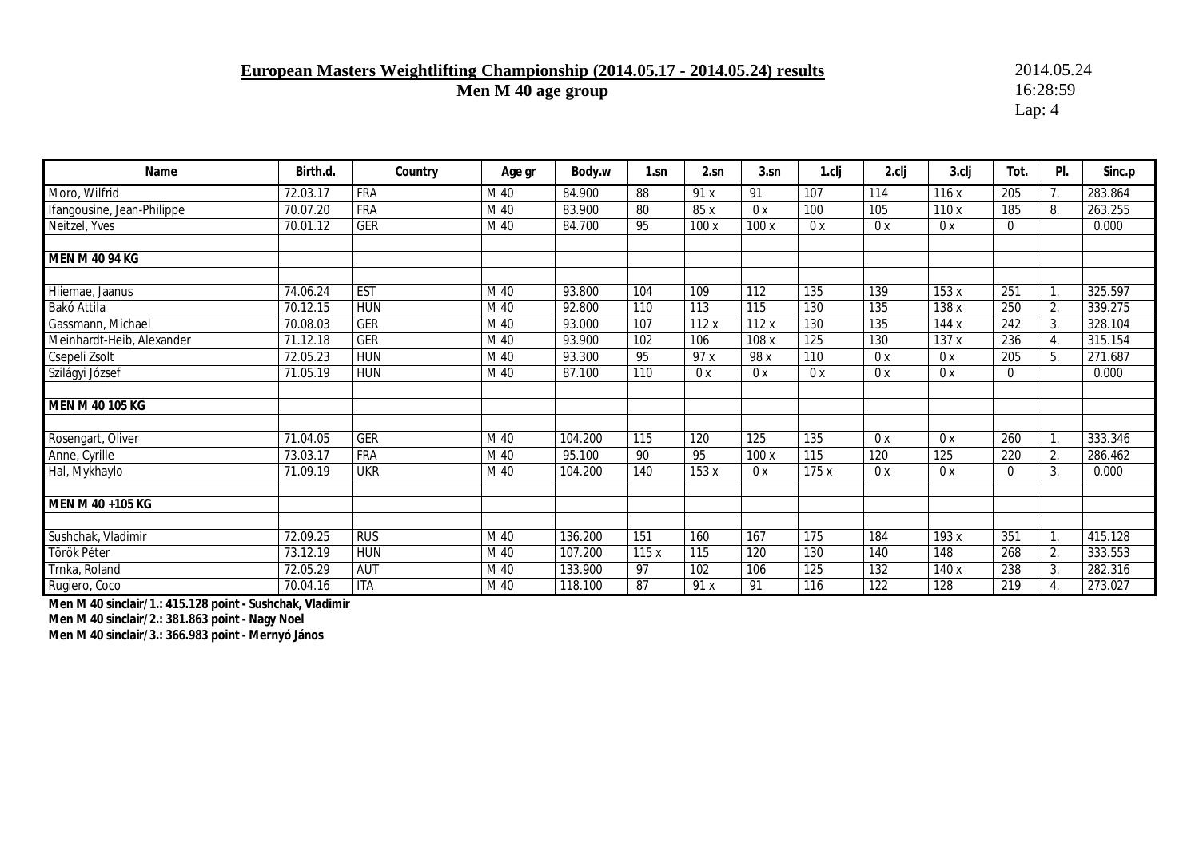**European Masters Weightlifting Championship (2014.05.17 - 2014.05.24) results**

**Men M 40 age group**

2014.05.24
16:28:59
Lap: 4

| Name | Birth.d. | Country | Age gr | Body.w | 1.sn | 2.sn | 3.sn | 1.clj | 2.clj | 3.clj | Tot. | Pl. | Sinc.p |
|---|---|---|---|---|---|---|---|---|---|---|---|---|---|
| Moro, Wilfrid | 72.03.17 | FRA | M 40 | 84.900 | 88 | 91 x | 91 | 107 | 114 | 116 x | 205 | 7. | 283.864 |
| Ifangousine, Jean-Philippe | 70.07.20 | FRA | M 40 | 83.900 | 80 | 85 x | 0 x | 100 | 105 | 110 x | 185 | 8. | 263.255 |
| Neitzel, Yves | 70.01.12 | GER | M 40 | 84.700 | 95 | 100 x | 100 x | 0 x | 0 x | 0 x | 0 | | 0.000 |
| | | | | | | | | | | | | | |
| **MEN M 40 94 KG** | | | | | | | | | | | | | |
| | | | | | | | | | | | | | |
| Hiiemae, Jaanus | 74.06.24 | EST | M 40 | 93.800 | 104 | 109 | 112 | 135 | 139 | 153 x | 251 | 1. | 325.597 |
| Bakó Attila | 70.12.15 | HUN | M 40 | 92.800 | 110 | 113 | 115 | 130 | 135 | 138 x | 250 | 2. | 339.275 |
| Gassmann, Michael | 70.08.03 | GER | M 40 | 93.000 | 107 | 112 x | 112 x | 130 | 135 | 144 x | 242 | 3. | 328.104 |
| Meinhardt-Heib, Alexander | 71.12.18 | GER | M 40 | 93.900 | 102 | 106 | 108 x | 125 | 130 | 137 x | 236 | 4. | 315.154 |
| Csepeli Zsolt | 72.05.23 | HUN | M 40 | 93.300 | 95 | 97 x | 98 x | 110 | 0 x | 0 x | 205 | 5. | 271.687 |
| Szilágyi József | 71.05.19 | HUN | M 40 | 87.100 | 110 | 0 x | 0 x | 0 x | 0 x | 0 x | 0 | | 0.000 |
| | | | | | | | | | | | | | |
| **MEN M 40 105 KG** | | | | | | | | | | | | | |
| | | | | | | | | | | | | | |
| Rosengart, Oliver | 71.04.05 | GER | M 40 | 104.200 | 115 | 120 | 125 | 135 | 0 x | 0 x | 260 | 1. | 333.346 |
| Anne, Cyrille | 73.03.17 | FRA | M 40 | 95.100 | 90 | 95 | 100 x | 115 | 120 | 125 | 220 | 2. | 286.462 |
| Hal, Mykhaylo | 71.09.19 | UKR | M 40 | 104.200 | 140 | 153 x | 0 x | 175 x | 0 x | 0 x | 0 | 3. | 0.000 |
| | | | | | | | | | | | | | |
| **MEN M 40 +105 KG** | | | | | | | | | | | | | |
| | | | | | | | | | | | | | |
| Sushchak, Vladimir | 72.09.25 | RUS | M 40 | 136.200 | 151 | 160 | 167 | 175 | 184 | 193 x | 351 | 1. | 415.128 |
| Török Péter | 73.12.19 | HUN | M 40 | 107.200 | 115 x | 115 | 120 | 130 | 140 | 148 | 268 | 2. | 333.553 |
| Trnka, Roland | 72.05.29 | AUT | M 40 | 133.900 | 97 | 102 | 106 | 125 | 132 | 140 x | 238 | 3. | 282.316 |
| Rugiero, Coco | 70.04.16 | ITA | M 40 | 118.100 | 87 | 91 x | 91 | 116 | 122 | 128 | 219 | 4. | 273.027 |

**Men M 40 sinclair/1.: 415.128 point - Sushchak, Vladimir**

**Men M 40 sinclair/2.: 381.863 point - Nagy Noel**

**Men M 40 sinclair/3.: 366.983 point - Mernyó János**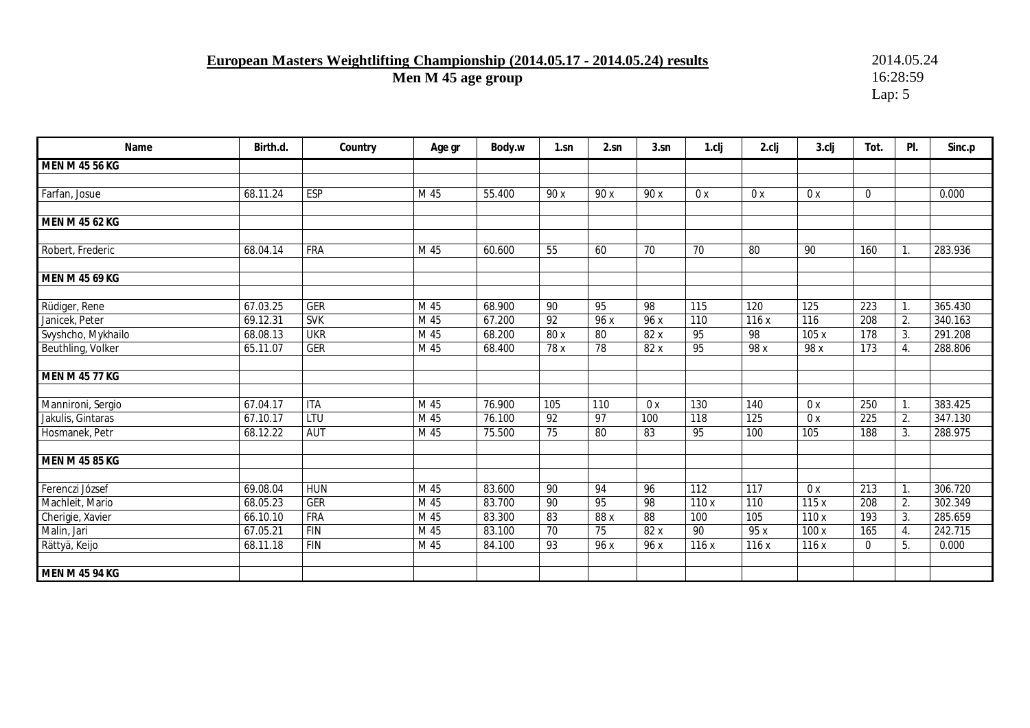**European Masters Weightlifting Championship (2014.05.17 - 2014.05.24) results**

**Men M 45 age group**

2014.05.24
16:28:59
Lap: 5

| Name | Birth.d. | Country | Age gr | Body.w | 1.sn | 2.sn | 3.sn | 1.clj | 2.clj | 3.clj | Tot. | Pl. | Sinc.p |
|---|---|---|---|---|---|---|---|---|---|---|---|---|---|
| **MEN M 45 56 KG** | | | | | | | | | | | | | |
| | | | | | | | | | | | | | |
| Farfan, Josue | 68.11.24 | ESP | M 45 | 55.400 | 90 x | 90 x | 90 x | 0 x | 0 x | 0 x | 0 | | 0.000 |
| | | | | | | | | | | | | | |
| **MEN M 45 62 KG** | | | | | | | | | | | | | |
| | | | | | | | | | | | | | |
| Robert, Frederic | 68.04.14 | FRA | M 45 | 60.600 | 55 | 60 | 70 | 70 | 80 | 90 | 160 | 1. | 283.936 |
| | | | | | | | | | | | | | |
| **MEN M 45 69 KG** | | | | | | | | | | | | | |
| | | | | | | | | | | | | | |
| Rüdiger, Rene | 67.03.25 | GER | M 45 | 68.900 | 90 | 95 | 98 | 115 | 120 | 125 | 223 | 1. | 365.430 |
| Janicek, Peter | 69.12.31 | SVK | M 45 | 67.200 | 92 | 96 x | 96 x | 110 | 116 x | 116 | 208 | 2. | 340.163 |
| Svyshcho, Mykhailo | 68.08.13 | UKR | M 45 | 68.200 | 80 x | 80 | 82 x | 95 | 98 | 105 x | 178 | 3. | 291.208 |
| Beuthling, Volker | 65.11.07 | GER | M 45 | 68.400 | 78 x | 78 | 82 x | 95 | 98 x | 98 x | 173 | 4. | 288.806 |
| | | | | | | | | | | | | | |
| **MEN M 45 77 KG** | | | | | | | | | | | | | |
| | | | | | | | | | | | | | |
| Mannironi, Sergio | 67.04.17 | ITA | M 45 | 76.900 | 105 | 110 | 0 x | 130 | 140 | 0 x | 250 | 1. | 383.425 |
| Jakulis, Gintaras | 67.10.17 | LTU | M 45 | 76.100 | 92 | 97 | 100 | 118 | 125 | 0 x | 225 | 2. | 347.130 |
| Hosmanek, Petr | 68.12.22 | AUT | M 45 | 75.500 | 75 | 80 | 83 | 95 | 100 | 105 | 188 | 3. | 288.975 |
| | | | | | | | | | | | | | |
| **MEN M 45 85 KG** | | | | | | | | | | | | | |
| | | | | | | | | | | | | | |
| Ferenczi József | 69.08.04 | HUN | M 45 | 83.600 | 90 | 94 | 96 | 112 | 117 | 0 x | 213 | 1. | 306.720 |
| Machleit, Mario | 68.05.23 | GER | M 45 | 83.700 | 90 | 95 | 98 | 110 x | 110 | 115 x | 208 | 2. | 302.349 |
| Cherigie, Xavier | 66.10.10 | FRA | M 45 | 83.300 | 83 | 88 x | 88 | 100 | 105 | 110 x | 193 | 3. | 285.659 |
| Malin, Jari | 67.05.21 | FIN | M 45 | 83.100 | 70 | 75 | 82 x | 90 | 95 x | 100 x | 165 | 4. | 242.715 |
| Rättyä, Keijo | 68.11.18 | FIN | M 45 | 84.100 | 93 | 96 x | 96 x | 116 x | 116 x | 116 x | 0 | 5. | 0.000 |
| | | | | | | | | | | | | | |
| **MEN M 45 94 KG** | | | | | | | | | | | | | |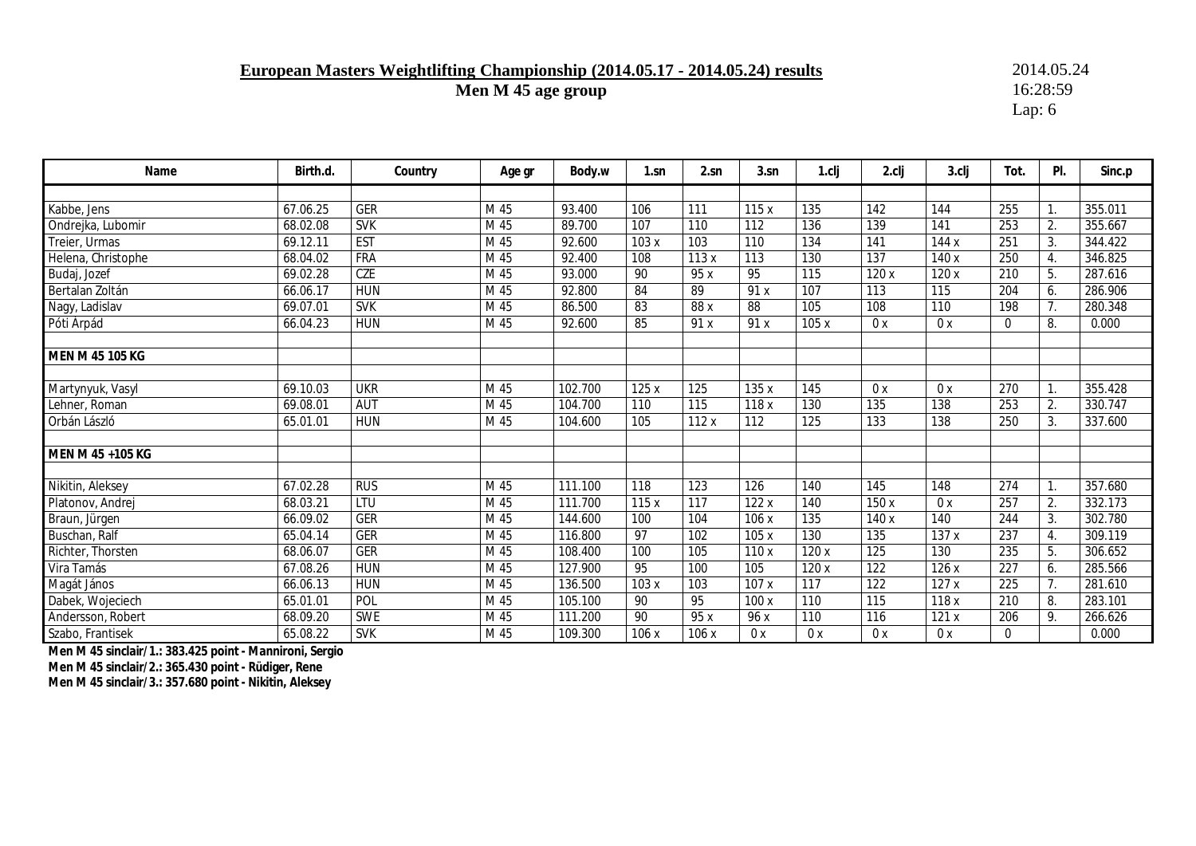**European Masters Weightlifting Championship (2014.05.17 - 2014.05.24) results**

**Men M 45 age group**

2014.05.24
16:28:59
Lap: 6

| Name | Birth.d. | Country | Age gr | Body.w | 1.sn | 2.sn | 3.sn | 1.clj | 2.clj | 3.clj | Tot. | Pl. | Sinc.p |
|---|---|---|---|---|---|---|---|---|---|---|---|---|---|
| | | | | | | | | | | | | | |
| Kabbe, Jens | 67.06.25 | GER | M 45 | 93.400 | 106 | 111 | 115 x | 135 | 142 | 144 | 255 | 1. | 355.011 |
| Ondrejka, Lubomir | 68.02.08 | SVK | M 45 | 89.700 | 107 | 110 | 112 | 136 | 139 | 141 | 253 | 2. | 355.667 |
| Treier, Urmas | 69.12.11 | EST | M 45 | 92.600 | 103 x | 103 | 110 | 134 | 141 | 144 x | 251 | 3. | 344.422 |
| Helena, Christophe | 68.04.02 | FRA | M 45 | 92.400 | 108 | 113 x | 113 | 130 | 137 | 140 x | 250 | 4. | 346.825 |
| Budaj, Jozef | 69.02.28 | CZE | M 45 | 93.000 | 90 | 95 x | 95 | 115 | 120 x | 120 x | 210 | 5. | 287.616 |
| Bertalan Zoltán | 66.06.17 | HUN | M 45 | 92.800 | 84 | 89 | 91 x | 107 | 113 | 115 | 204 | 6. | 286.906 |
| Nagy, Ladislav | 69.07.01 | SVK | M 45 | 86.500 | 83 | 88 x | 88 | 105 | 108 | 110 | 198 | 7. | 280.348 |
| Póti Árpád | 66.04.23 | HUN | M 45 | 92.600 | 85 | 91 x | 91 x | 105 x | 0 x | 0 x | 0 | 8. | 0.000 |
| | | | | | | | | | | | | | |
| **MEN M 45 105 KG** | | | | | | | | | | | | | |
| | | | | | | | | | | | | | |
| Martynyuk, Vasyl | 69.10.03 | UKR | M 45 | 102.700 | 125 x | 125 | 135 x | 145 | 0 x | 0 x | 270 | 1. | 355.428 |
| Lehner, Roman | 69.08.01 | AUT | M 45 | 104.700 | 110 | 115 | 118 x | 130 | 135 | 138 | 253 | 2. | 330.747 |
| Orbán László | 65.01.01 | HUN | M 45 | 104.600 | 105 | 112 x | 112 | 125 | 133 | 138 | 250 | 3. | 337.600 |
| | | | | | | | | | | | | | |
| **MEN M 45 +105 KG** | | | | | | | | | | | | | |
| | | | | | | | | | | | | | |
| Nikitin, Aleksey | 67.02.28 | RUS | M 45 | 111.100 | 118 | 123 | 126 | 140 | 145 | 148 | 274 | 1. | 357.680 |
| Platonov, Andrej | 68.03.21 | LTU | M 45 | 111.700 | 115 x | 117 | 122 x | 140 | 150 x | 0 x | 257 | 2. | 332.173 |
| Braun, Jürgen | 66.09.02 | GER | M 45 | 144.600 | 100 | 104 | 106 x | 135 | 140 x | 140 | 244 | 3. | 302.780 |
| Buschan, Ralf | 65.04.14 | GER | M 45 | 116.800 | 97 | 102 | 105 x | 130 | 135 | 137 x | 237 | 4. | 309.119 |
| Richter, Thorsten | 68.06.07 | GER | M 45 | 108.400 | 100 | 105 | 110 x | 120 x | 125 | 130 | 235 | 5. | 306.652 |
| Vira Tamás | 67.08.26 | HUN | M 45 | 127.900 | 95 | 100 | 105 | 120 x | 122 | 126 x | 227 | 6. | 285.566 |
| Magát János | 66.06.13 | HUN | M 45 | 136.500 | 103 x | 103 | 107 x | 117 | 122 | 127 x | 225 | 7. | 281.610 |
| Dabek, Wojeciech | 65.01.01 | POL | M 45 | 105.100 | 90 | 95 | 100 x | 110 | 115 | 118 x | 210 | 8. | 283.101 |
| Andersson, Robert | 68.09.20 | SWE | M 45 | 111.200 | 90 | 95 x | 96 x | 110 | 116 | 121 x | 206 | 9. | 266.626 |
| Szabo, Frantisek | 65.08.22 | SVK | M 45 | 109.300 | 106 x | 106 x | 0 x | 0 x | 0 x | 0 x | 0 | | 0.000 |

**Men M 45 sinclair/1.: 383.425 point - Mannironi, Sergio**
**Men M 45 sinclair/2.: 365.430 point - Rüdiger, Rene**
**Men M 45 sinclair/3.: 357.680 point - Nikitin, Aleksey**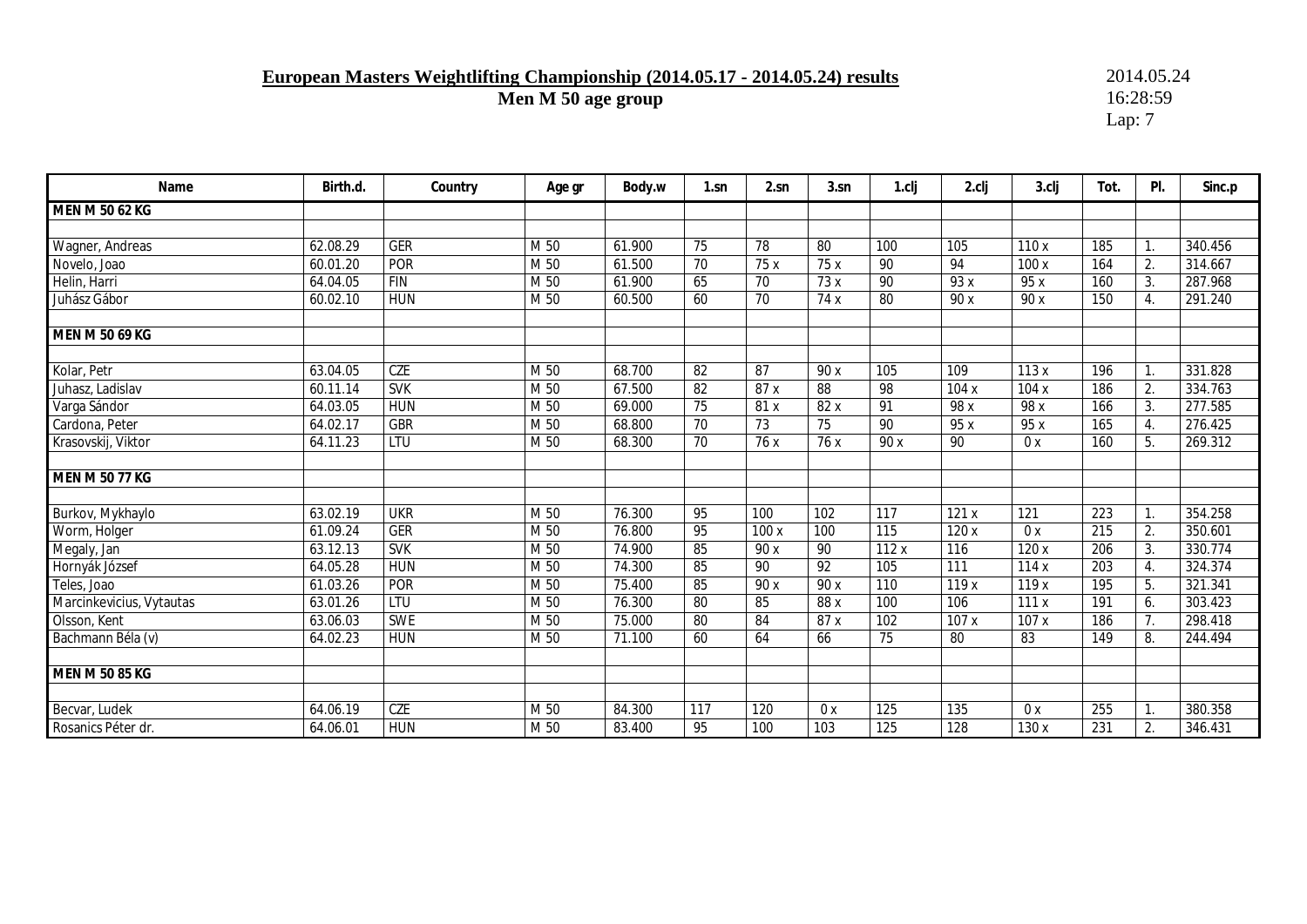**European Masters Weightlifting Championship (2014.05.17 - 2014.05.24) results**

**Men M 50 age group**

2014.05.24
16:28:59

| Name | Birth.d. | Country | Age gr | Body.w | 1.sn | 2.sn | 3.sn | 1.clj | 2.clj | 3.clj | Tot. | Pl. | Sinc.p |
|---|---|---|---|---|---|---|---|---|---|---|---|---|---|
| **MEN M 50 62 KG** | | | | | | | | | | | | | |
| Wagner, Andreas | 62.08.29 | GER | M 50 | 61.900 | 75 | 78 | 80 | 100 | 105 | 110 x | 185 | 1. | 340.456 |
| Novelo, Joao | 60.01.20 | POR | M 50 | 61.500 | 70 | 75 x | 75 x | 90 | 94 | 100 x | 164 | 2. | 314.667 |
| Helin, Harri | 64.04.05 | FIN | M 50 | 61.900 | 65 | 70 | 73 x | 90 | 93 x | 95 x | 160 | 3. | 287.968 |
| Juhász Gábor | 60.02.10 | HUN | M 50 | 60.500 | 60 | 70 | 74 x | 80 | 90 x | 90 x | 150 | 4. | 291.240 |
| **MEN M 50 69 KG** | | | | | | | | | | | | | |
| Kolar, Petr | 63.04.05 | CZE | M 50 | 68.700 | 82 | 87 | 90 x | 105 | 109 | 113 x | 196 | 1. | 331.828 |
| Juhasz, Ladislav | 60.11.14 | SVK | M 50 | 67.500 | 82 | 87 x | 88 | 98 | 104 x | 104 x | 186 | 2. | 334.763 |
| Varga Sándor | 64.03.05 | HUN | M 50 | 69.000 | 75 | 81 x | 82 x | 91 | 98 x | 98 x | 166 | 3. | 277.585 |
| Cardona, Peter | 64.02.17 | GBR | M 50 | 68.800 | 70 | 73 | 75 | 90 | 95 x | 95 x | 165 | 4. | 276.425 |
| Krasovskij, Viktor | 64.11.23 | LTU | M 50 | 68.300 | 70 | 76 x | 76 x | 90 x | 90 | 0 x | 160 | 5. | 269.312 |
| **MEN M 50 77 KG** | | | | | | | | | | | | | |
| Burkov, Mykhaylo | 63.02.19 | UKR | M 50 | 76.300 | 95 | 100 | 102 | 117 | 121 x | 121 | 223 | 1. | 354.258 |
| Worm, Holger | 61.09.24 | GER | M 50 | 76.800 | 95 | 100 x | 100 | 115 | 120 x | 0 x | 215 | 2. | 350.601 |
| Megaly, Jan | 63.12.13 | SVK | M 50 | 74.900 | 85 | 90 x | 90 | 112 x | 116 | 120 x | 206 | 3. | 330.774 |
| Hornyák József | 64.05.28 | HUN | M 50 | 74.300 | 85 | 90 | 92 | 105 | 111 | 114 x | 203 | 4. | 324.374 |
| Teles, Joao | 61.03.26 | POR | M 50 | 75.400 | 85 | 90 x | 90 x | 110 | 119 x | 119 x | 195 | 5. | 321.341 |
| Marcinkevicius, Vytautas | 63.01.26 | LTU | M 50 | 76.300 | 80 | 85 | 88 x | 100 | 106 | 111 x | 191 | 6. | 303.423 |
| Olsson, Kent | 63.06.03 | SWE | M 50 | 75.000 | 80 | 84 | 87 x | 102 | 107 x | 107 x | 186 | 7. | 298.418 |
| Bachmann Béla (v) | 64.02.23 | HUN | M 50 | 71.100 | 60 | 64 | 66 | 75 | 80 | 83 | 149 | 8. | 244.494 |
| **MEN M 50 85 KG** | | | | | | | | | | | | | |
| Becvar, Ludek | 64.06.19 | CZE | M 50 | 84.300 | 117 | 120 | 0 x | 125 | 135 | 0 x | 255 | 1. | 380.358 |
| Rosanics Péter dr. | 64.06.01 | HUN | M 50 | 83.400 | 95 | 100 | 103 | 125 | 128 | 130 x | 231 | 2. | 346.431 |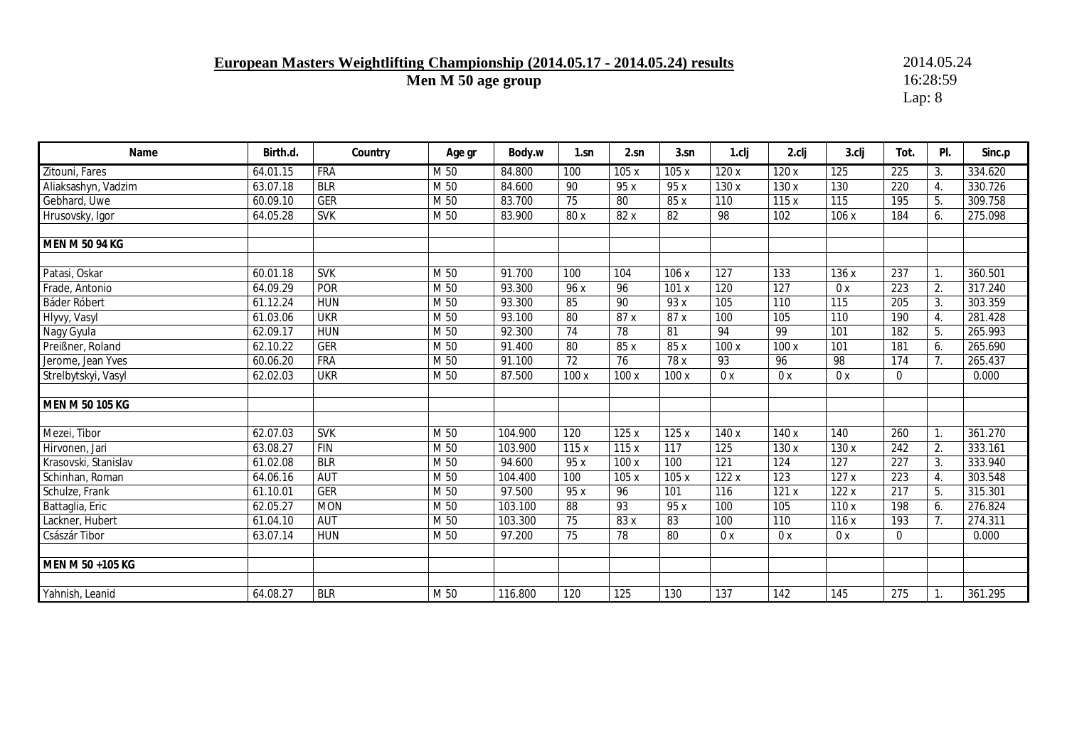**European Masters Weightlifting Championship (2014.05.17 - 2014.05.24) results**
**Men M 50 age group**

2014.05.24
16:28:59
Lap: 8

| Name | Birth.d. | Country | Age gr | Body.w | 1.sn | 2.sn | 3.sn | 1.clj | 2.clj | 3.clj | Tot. | Pl. | Sinc.p |
|---|---|---|---|---|---|---|---|---|---|---|---|---|---|
| Zitouni, Fares | 64.01.15 | FRA | M 50 | 84.800 | 100 | 105 x | 105 x | 120 x | 120 x | 125 | 225 | 3. | 334.620 |
| Aliaksashyn, Vadzim | 63.07.18 | BLR | M 50 | 84.600 | 90 | 95 x | 95 x | 130 x | 130 x | 130 | 220 | 4. | 330.726 |
| Gebhard, Uwe | 60.09.10 | GER | M 50 | 83.700 | 75 | 80 | 85 x | 110 | 115 x | 115 | 195 | 5. | 309.758 |
| Hrusovsky, Igor | 64.05.28 | SVK | M 50 | 83.900 | 80 x | 82 x | 82 | 98 | 102 | 106 x | 184 | 6. | 275.098 |
| | | | | | | | | | | | | | |
| **MEN M 50 94 KG** | | | | | | | | | | | | | |
| | | | | | | | | | | | | | |
| Patasi, Oskar | 60.01.18 | SVK | M 50 | 91.700 | 100 | 104 | 106 x | 127 | 133 | 136 x | 237 | 1. | 360.501 |
| Frade, Antonio | 64.09.29 | POR | M 50 | 93.300 | 96 x | 96 | 101 x | 120 | 127 | 0 x | 223 | 2. | 317.240 |
| Báder Róbert | 61.12.24 | HUN | M 50 | 93.300 | 85 | 90 | 93 x | 105 | 110 | 115 | 205 | 3. | 303.359 |
| Hlyvy, Vasyl | 61.03.06 | UKR | M 50 | 93.100 | 80 | 87 x | 87 x | 100 | 105 | 110 | 190 | 4. | 281.428 |
| Nagy Gyula | 62.09.17 | HUN | M 50 | 92.300 | 74 | 78 | 81 | 94 | 99 | 101 | 182 | 5. | 265.993 |
| Preißner, Roland | 62.10.22 | GER | M 50 | 91.400 | 80 | 85 x | 85 x | 100 x | 100 x | 101 | 181 | 6. | 265.690 |
| Jerome, Jean Yves | 60.06.20 | FRA | M 50 | 91.100 | 72 | 76 | 78 x | 93 | 96 | 98 | 174 | 7. | 265.437 |
| Strelbytskyi, Vasyl | 62.02.03 | UKR | M 50 | 87.500 | 100 x | 100 x | 100 x | 0 x | 0 x | 0 x | 0 | | 0.000 |
| | | | | | | | | | | | | | |
| **MEN M 50 105 KG** | | | | | | | | | | | | | |
| | | | | | | | | | | | | | |
| Mezei, Tibor | 62.07.03 | SVK | M 50 | 104.900 | 120 | 125 x | 125 x | 140 x | 140 x | 140 | 260 | 1. | 361.270 |
| Hirvonen, Jari | 63.08.27 | FIN | M 50 | 103.900 | 115 x | 115 x | 117 | 125 | 130 x | 130 x | 242 | 2. | 333.161 |
| Krasovski, Stanislav | 61.02.08 | BLR | M 50 | 94.600 | 95 x | 100 x | 100 | 121 | 124 | 127 | 227 | 3. | 333.940 |
| Schinhan, Roman | 64.06.16 | AUT | M 50 | 104.400 | 100 | 105 x | 105 x | 122 x | 123 | 127 x | 223 | 4. | 303.548 |
| Schulze, Frank | 61.10.01 | GER | M 50 | 97.500 | 95 x | 96 | 101 | 116 | 121 x | 122 x | 217 | 5. | 315.301 |
| Battaglia, Eric | 62.05.27 | MON | M 50 | 103.100 | 88 | 93 | 95 x | 100 | 105 | 110 x | 198 | 6. | 276.824 |
| Lackner, Hubert | 61.04.10 | AUT | M 50 | 103.300 | 75 | 83 x | 83 | 100 | 110 | 116 x | 193 | 7. | 274.311 |
| Császár Tibor | 63.07.14 | HUN | M 50 | 97.200 | 75 | 78 | 80 | 0 x | 0 x | 0 x | 0 | | 0.000 |
| | | | | | | | | | | | | | |
| **MEN M 50 +105 KG** | | | | | | | | | | | | | |
| | | | | | | | | | | | | | |
| Yahnish, Leanid | 64.08.27 | BLR | M 50 | 116.800 | 120 | 125 | 130 | 137 | 142 | 145 | 275 | 1. | 361.295 |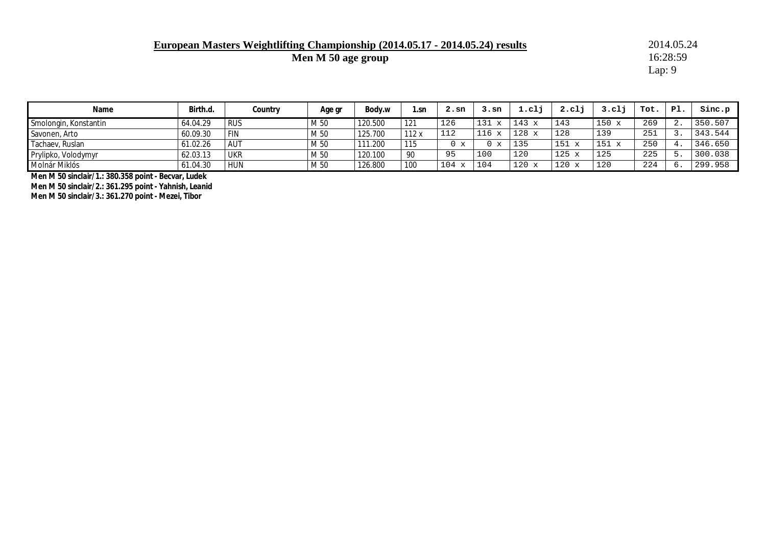**European Masters Weightlifting Championship (2014.05.17 - 2014.05.24) results**

**Men M 50 age group**

2014.05.24
16:28:59
Lap: 9

| Name | Birth.d. | Country | Age gr | Body.w | 1.sn | 2.sn | 3.sn | 1.clj | 2.clj | 3.clj | Tot. | Pl. | Sinc.p |
|---|---|---|---|---|---|---|---|---|---|---|---|---|---|
| Smolongin, Konstantin | 64.04.29 | RUS | M 50 | 120.500 | 121 | 126 | 131 x | 143 x | 143 | 150 x | 269 | 2. | 350.507 |
| Savonen, Arto | 60.09.30 | FIN | M 50 | 125.700 | 112 x | 112 | 116 x | 128 x | 128 | 139 | 251 | 3. | 343.544 |
| Tachaev, Ruslan | 61.02.26 | AUT | M 50 | 111.200 | 115 | 0 x | 0 x | 135 | 151 x | 151 x | 250 | 4. | 346.650 |
| Prylipko, Volodymyr | 62.03.13 | UKR | M 50 | 120.100 | 90 | 95 | 100 | 120 | 125 x | 125 | 225 | 5. | 300.038 |
| Molnár Miklós | 61.04.30 | HUN | M 50 | 126.800 | 100 | 104 x | 104 | 120 x | 120 x | 120 | 224 | 6. | 299.958 |

**Men M 50 sinclair/1.: 380.358 point - Becvar, Ludek**
**Men M 50 sinclair/2.: 361.295 point - Yahnish, Leanid**
**Men M 50 sinclair/3.: 361.270 point - Mezei, Tibor**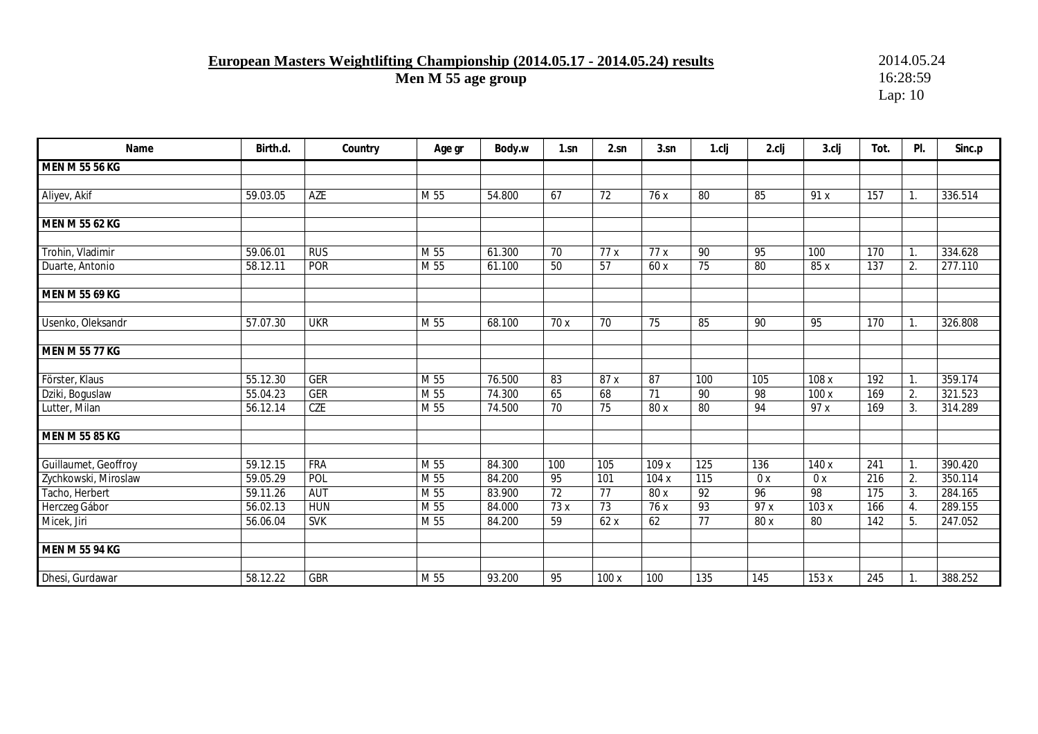**European Masters Weightlifting Championship (2014.05.17 - 2014.05.24) results**

**Men M 55 age group**

2014.05.24
16:28:59
Lap: 10

| Name | Birth.d. | Country | Age gr | Body.w | 1.sn | 2.sn | 3.sn | 1.clj | 2.clj | 3.clj | Tot. | Pl. | Sinc.p |
|---|---|---|---|---|---|---|---|---|---|---|---|---|---|
| **MEN M 55 56 KG** | | | | | | | | | | | | | |
| | | | | | | | | | | | | | |
| Aliyev, Akif | 59.03.05 | AZE | M 55 | 54.800 | 67 | 72 | 76 x | 80 | 85 | 91 x | 157 | 1. | 336.514 |
| | | | | | | | | | | | | | |
| **MEN M 55 62 KG** | | | | | | | | | | | | | |
| | | | | | | | | | | | | | |
| Trohin, Vladimir | 59.06.01 | RUS | M 55 | 61.300 | 70 | 77 x | 77 x | 90 | 95 | 100 | 170 | 1. | 334.628 |
| Duarte, Antonio | 58.12.11 | POR | M 55 | 61.100 | 50 | 57 | 60 x | 75 | 80 | 85 x | 137 | 2. | 277.110 |
| | | | | | | | | | | | | | |
| **MEN M 55 69 KG** | | | | | | | | | | | | | |
| | | | | | | | | | | | | | |
| Usenko, Oleksandr | 57.07.30 | UKR | M 55 | 68.100 | 70 x | 70 | 75 | 85 | 90 | 95 | 170 | 1. | 326.808 |
| | | | | | | | | | | | | | |
| **MEN M 55 77 KG** | | | | | | | | | | | | | |
| | | | | | | | | | | | | | |
| Förster, Klaus | 55.12.30 | GER | M 55 | 76.500 | 83 | 87 x | 87 | 100 | 105 | 108 x | 192 | 1. | 359.174 |
| Dziki, Boguslaw | 55.04.23 | GER | M 55 | 74.300 | 65 | 68 | 71 | 90 | 98 | 100 x | 169 | 2. | 321.523 |
| Lutter, Milan | 56.12.14 | CZE | M 55 | 74.500 | 70 | 75 | 80 x | 80 | 94 | 97 x | 169 | 3. | 314.289 |
| | | | | | | | | | | | | | |
| **MEN M 55 85 KG** | | | | | | | | | | | | | |
| | | | | | | | | | | | | | |
| Guillaumet, Geoffroy | 59.12.15 | FRA | M 55 | 84.300 | 100 | 105 | 109 x | 125 | 136 | 140 x | 241 | 1. | 390.420 |
| Zychkowski, Miroslaw | 59.05.29 | POL | M 55 | 84.200 | 95 | 101 | 104 x | 115 | 0 x | 0 x | 216 | 2. | 350.114 |
| Tacho, Herbert | 59.11.26 | AUT | M 55 | 83.900 | 72 | 77 | 80 x | 92 | 96 | 98 | 175 | 3. | 284.165 |
| Herczeg Gábor | 56.02.13 | HUN | M 55 | 84.000 | 73 x | 73 | 76 x | 93 | 97 x | 103 x | 166 | 4. | 289.155 |
| Micek, Jiri | 56.06.04 | SVK | M 55 | 84.200 | 59 | 62 x | 62 | 77 | 80 x | 80 | 142 | 5. | 247.052 |
| | | | | | | | | | | | | | |
| **MEN M 55 94 KG** | | | | | | | | | | | | | |
| | | | | | | | | | | | | | |
| Dhesi, Gurdawar | 58.12.22 | GBR | M 55 | 93.200 | 95 | 100 x | 100 | 135 | 145 | 153 x | 245 | 1. | 388.252 |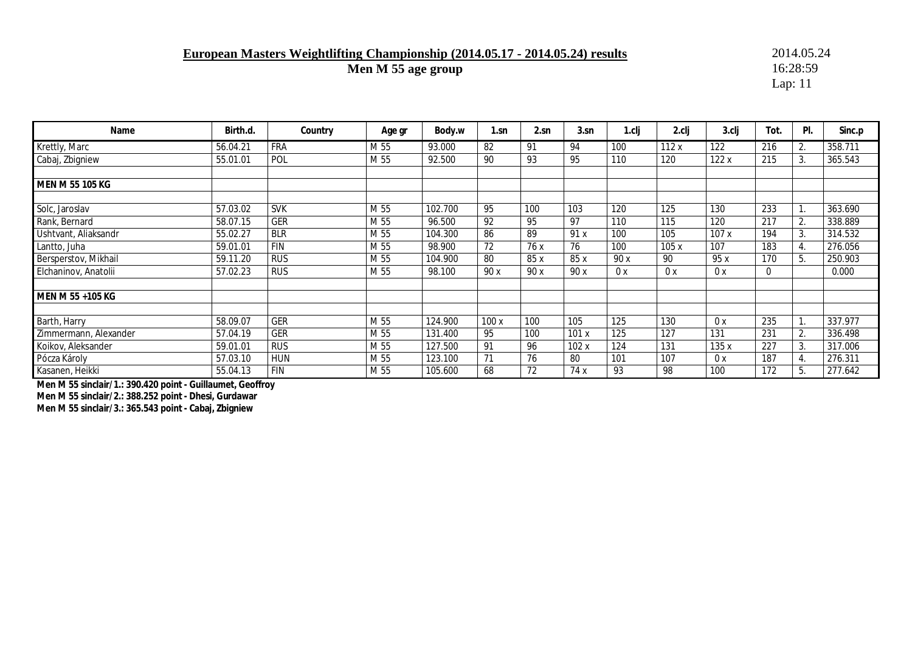# European Masters Weightlifting Championship (2014.05.17 - 2014.05.24) results

## Men M 55 age group

2014.05.24
16:28:59
Lap: 11

| Name | Birth.d. | Country | Age gr | Body.w | 1.sn | 2.sn | 3.sn | 1.clj | 2.clj | 3.clj | Tot. | Pl. | Sinc.p |
|---|---|---|---|---|---|---|---|---|---|---|---|---|---|
| Krettly, Marc | 56.04.21 | FRA | M 55 | 93.000 | 82 | 91 | 94 | 100 | 112 x | 122 | 216 | 2. | 358.711 |
| Cabaj, Zbigniew | 55.01.01 | POL | M 55 | 92.500 | 90 | 93 | 95 | 110 | 120 | 122 x | 215 | 3. | 365.543 |
| | | | | | | | | | | | | | |
| **MEN M 55 105 KG** | | | | | | | | | | | | | |
| | | | | | | | | | | | | | |
| Solc, Jaroslav | 57.03.02 | SVK | M 55 | 102.700 | 95 | 100 | 103 | 120 | 125 | 130 | 233 | 1. | 363.690 |
| Rank, Bernard | 58.07.15 | GER | M 55 | 96.500 | 92 | 95 | 97 | 110 | 115 | 120 | 217 | 2. | 338.889 |
| Ushtvant, Aliaksandr | 55.02.27 | BLR | M 55 | 104.300 | 86 | 89 | 91 x | 100 | 105 | 107 x | 194 | 3. | 314.532 |
| Lantto, Juha | 59.01.01 | FIN | M 55 | 98.900 | 72 | 76 x | 76 | 100 | 105 x | 107 | 183 | 4. | 276.056 |
| Bersperstov, Mikhail | 59.11.20 | RUS | M 55 | 104.900 | 80 | 85 x | 85 x | 90 x | 90 | 95 x | 170 | 5. | 250.903 |
| Elchaninov, Anatolii | 57.02.23 | RUS | M 55 | 98.100 | 90 x | 90 x | 90 x | 0 x | 0 x | 0 x | 0 | | 0.000 |
| | | | | | | | | | | | | | |
| **MEN M 55 +105 KG** | | | | | | | | | | | | | |
| | | | | | | | | | | | | | |
| Barth, Harry | 58.09.07 | GER | M 55 | 124.900 | 100 x | 100 | 105 | 125 | 130 | 0 x | 235 | 1. | 337.977 |
| Zimmermann, Alexander | 57.04.19 | GER | M 55 | 131.400 | 95 | 100 | 101 x | 125 | 127 | 131 | 231 | 2. | 336.498 |
| Koikov, Aleksander | 59.01.01 | RUS | M 55 | 127.500 | 91 | 96 | 102 x | 124 | 131 | 135 x | 227 | 3. | 317.006 |
| Pócza Károly | 57.03.10 | HUN | M 55 | 123.100 | 71 | 76 | 80 | 101 | 107 | 0 x | 187 | 4. | 276.311 |
| Kasanen, Heikki | 55.04.13 | FIN | M 55 | 105.600 | 68 | 72 | 74 x | 93 | 98 | 100 | 172 | 5. | 277.642 |

**Men M 55 sinclair/1.: 390.420 point - Guillaumet, Geoffroy**
**Men M 55 sinclair/2.: 388.252 point - Dhesi, Gurdawar**
**Men M 55 sinclair/3.: 365.543 point - Cabaj, Zbigniew**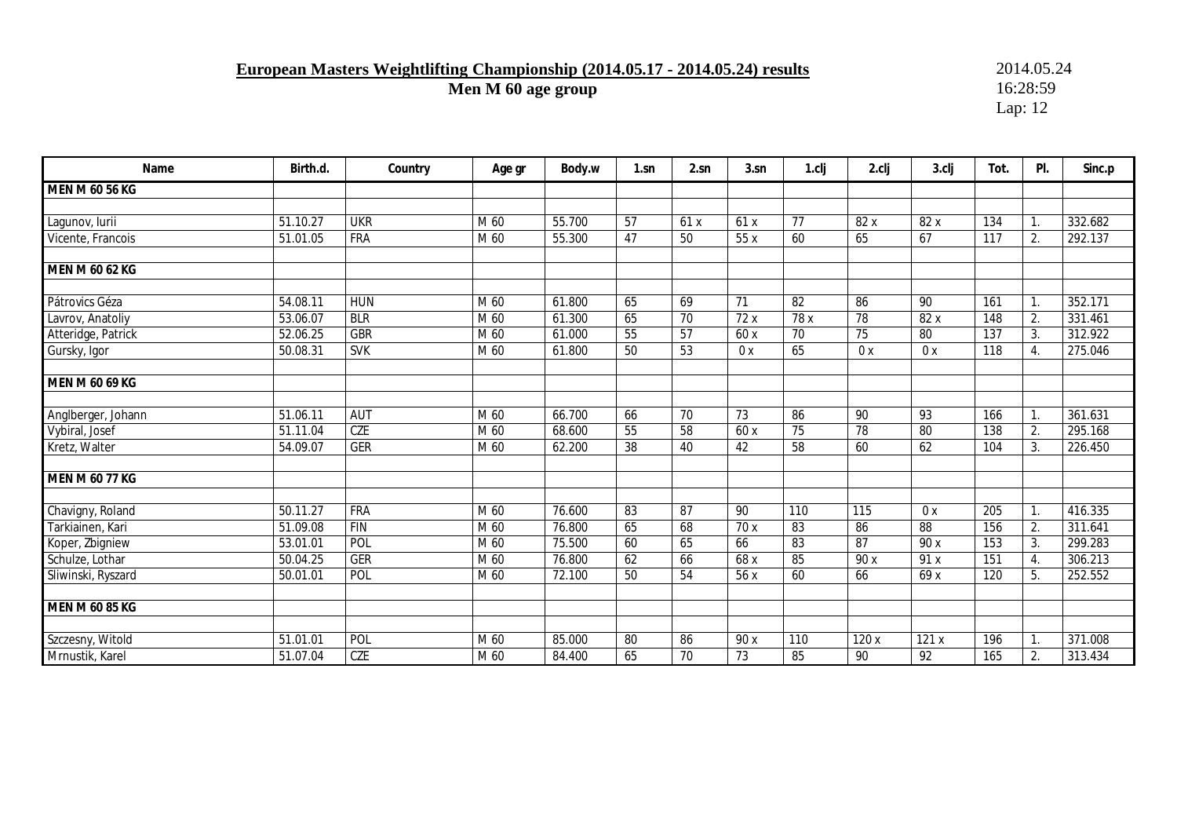**European Masters Weightlifting Championship (2014.05.17 - 2014.05.24) results**

**Men M 60 age group**

2014.05.24
16:28:59
Lap: 12

| Name | Birth.d. | Country | Age gr | Body.w | 1.sn | 2.sn | 3.sn | 1.clj | 2.clj | 3.clj | Tot. | Pl. | Sinc.p |
|---|---|---|---|---|---|---|---|---|---|---|---|---|---|
| **MEN M 60 56 KG** | | | | | | | | | | | | | |
| | | | | | | | | | | | | | |
| Lagunov, Iurii | 51.10.27 | UKR | M 60 | 55.700 | 57 | 61 x | 61 x | 77 | 82 x | 82 x | 134 | 1. | 332.682 |
| Vicente, Francois | 51.01.05 | FRA | M 60 | 55.300 | 47 | 50 | 55 x | 60 | 65 | 67 | 117 | 2. | 292.137 |
| | | | | | | | | | | | | | |
| **MEN M 60 62 KG** | | | | | | | | | | | | | |
| | | | | | | | | | | | | | |
| Pátrovics Géza | 54.08.11 | HUN | M 60 | 61.800 | 65 | 69 | 71 | 82 | 86 | 90 | 161 | 1. | 352.171 |
| Lavrov, Anatoliy | 53.06.07 | BLR | M 60 | 61.300 | 65 | 70 | 72 x | 78 x | 78 | 82 x | 148 | 2. | 331.461 |
| Atteridge, Patrick | 52.06.25 | GBR | M 60 | 61.000 | 55 | 57 | 60 x | 70 | 75 | 80 | 137 | 3. | 312.922 |
| Gursky, Igor | 50.08.31 | SVK | M 60 | 61.800 | 50 | 53 | 0 x | 65 | 0 x | 0 x | 118 | 4. | 275.046 |
| | | | | | | | | | | | | | |
| **MEN M 60 69 KG** | | | | | | | | | | | | | |
| | | | | | | | | | | | | | |
| Anglberger, Johann | 51.06.11 | AUT | M 60 | 66.700 | 66 | 70 | 73 | 86 | 90 | 93 | 166 | 1. | 361.631 |
| Vybiral, Josef | 51.11.04 | CZE | M 60 | 68.600 | 55 | 58 | 60 x | 75 | 78 | 80 | 138 | 2. | 295.168 |
| Kretz, Walter | 54.09.07 | GER | M 60 | 62.200 | 38 | 40 | 42 | 58 | 60 | 62 | 104 | 3. | 226.450 |
| | | | | | | | | | | | | | |
| **MEN M 60 77 KG** | | | | | | | | | | | | | |
| | | | | | | | | | | | | | |
| Chavigny, Roland | 50.11.27 | FRA | M 60 | 76.600 | 83 | 87 | 90 | 110 | 115 | 0 x | 205 | 1. | 416.335 |
| Tarkiainen, Kari | 51.09.08 | FIN | M 60 | 76.800 | 65 | 68 | 70 x | 83 | 86 | 88 | 156 | 2. | 311.641 |
| Koper, Zbigniew | 53.01.01 | POL | M 60 | 75.500 | 60 | 65 | 66 | 83 | 87 | 90 x | 153 | 3. | 299.283 |
| Schulze, Lothar | 50.04.25 | GER | M 60 | 76.800 | 62 | 66 | 68 x | 85 | 90 x | 91 x | 151 | 4. | 306.213 |
| Sliwinski, Ryszard | 50.01.01 | POL | M 60 | 72.100 | 50 | 54 | 56 x | 60 | 66 | 69 x | 120 | 5. | 252.552 |
| | | | | | | | | | | | | | |
| **MEN M 60 85 KG** | | | | | | | | | | | | | |
| | | | | | | | | | | | | | |
| Szczesny, Witold | 51.01.01 | POL | M 60 | 85.000 | 80 | 86 | 90 x | 110 | 120 x | 121 x | 196 | 1. | 371.008 |
| Mrnustik, Karel | 51.07.04 | CZE | M 60 | 84.400 | 65 | 70 | 73 | 85 | 90 | 92 | 165 | 2. | 313.434 |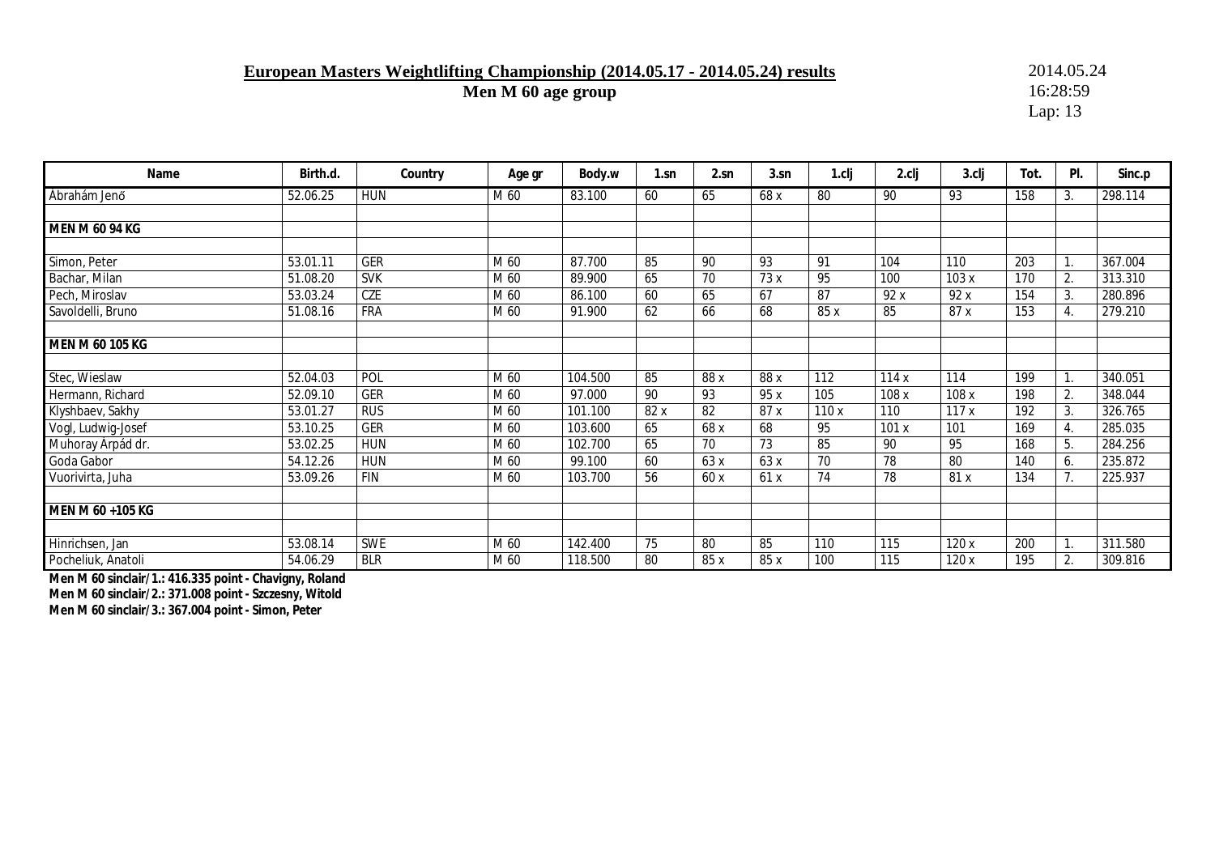# European Masters Weightlifting Championship (2014.05.17 - 2014.05.24) results

## Men M 60 age group

2014.05.24
16:28:59

| Name | Birth.d. | Country | Age gr | Body.w | 1.sn | 2.sn | 3.sn | 1.clj | 2.clj | 3.clj | Tot. | Pl. | Sinc.p |
|---|---|---|---|---|---|---|---|---|---|---|---|---|---|
| Ábrahám Jenő | 52.06.25 | HUN | M 60 | 83.100 | 60 | 65 | 68 x | 80 | 90 | 93 | 158 | 3. | 298.114 |
| | | | | | | | | | | | | | |
| **MEN M 60 94 KG** | | | | | | | | | | | | | |
| | | | | | | | | | | | | | |
| Simon, Peter | 53.01.11 | GER | M 60 | 87.700 | 85 | 90 | 93 | 91 | 104 | 110 | 203 | 1. | 367.004 |
| Bachar, Milan | 51.08.20 | SVK | M 60 | 89.900 | 65 | 70 | 73 x | 95 | 100 | 103 x | 170 | 2. | 313.310 |
| Pech, Miroslav | 53.03.24 | CZE | M 60 | 86.100 | 60 | 65 | 67 | 87 | 92 x | 92 x | 154 | 3. | 280.896 |
| Savoldelli, Bruno | 51.08.16 | FRA | M 60 | 91.900 | 62 | 66 | 68 | 85 x | 85 | 87 x | 153 | 4. | 279.210 |
| | | | | | | | | | | | | | |
| **MEN M 60 105 KG** | | | | | | | | | | | | | |
| | | | | | | | | | | | | | |
| Stec, Wieslaw | 52.04.03 | POL | M 60 | 104.500 | 85 | 88 x | 88 x | 112 | 114 x | 114 | 199 | 1. | 340.051 |
| Hermann, Richard | 52.09.10 | GER | M 60 | 97.000 | 90 | 93 | 95 x | 105 | 108 x | 108 x | 198 | 2. | 348.044 |
| Klyshbaev, Sakhy | 53.01.27 | RUS | M 60 | 101.100 | 82 x | 82 | 87 x | 110 x | 110 | 117 x | 192 | 3. | 326.765 |
| Vogl, Ludwig-Josef | 53.10.25 | GER | M 60 | 103.600 | 65 | 68 x | 68 | 95 | 101 x | 101 | 169 | 4. | 285.035 |
| Muhoray Árpád dr. | 53.02.25 | HUN | M 60 | 102.700 | 65 | 70 | 73 | 85 | 90 | 95 | 168 | 5. | 284.256 |
| Goda Gabor | 54.12.26 | HUN | M 60 | 99.100 | 60 | 63 x | 63 x | 70 | 78 | 80 | 140 | 6. | 235.872 |
| Vuorivirta, Juha | 53.09.26 | FIN | M 60 | 103.700 | 56 | 60 x | 61 x | 74 | 78 | 81 x | 134 | 7. | 225.937 |
| | | | | | | | | | | | | | |
| **MEN M 60 +105 KG** | | | | | | | | | | | | | |
| | | | | | | | | | | | | | |
| Hinrichsen, Jan | 53.08.14 | SWE | M 60 | 142.400 | 75 | 80 | 85 | 110 | 115 | 120 x | 200 | 1. | 311.580 |
| Pocheliuk, Anatoli | 54.06.29 | BLR | M 60 | 118.500 | 80 | 85 x | 85 x | 100 | 115 | 120 x | 195 | 2. | 309.816 |

**Men M 60 sinclair/1.: 416.335 point - Chavigny, Roland**
**Men M 60 sinclair/2.: 371.008 point - Szczesny, Witold**
**Men M 60 sinclair/3.: 367.004 point - Simon, Peter**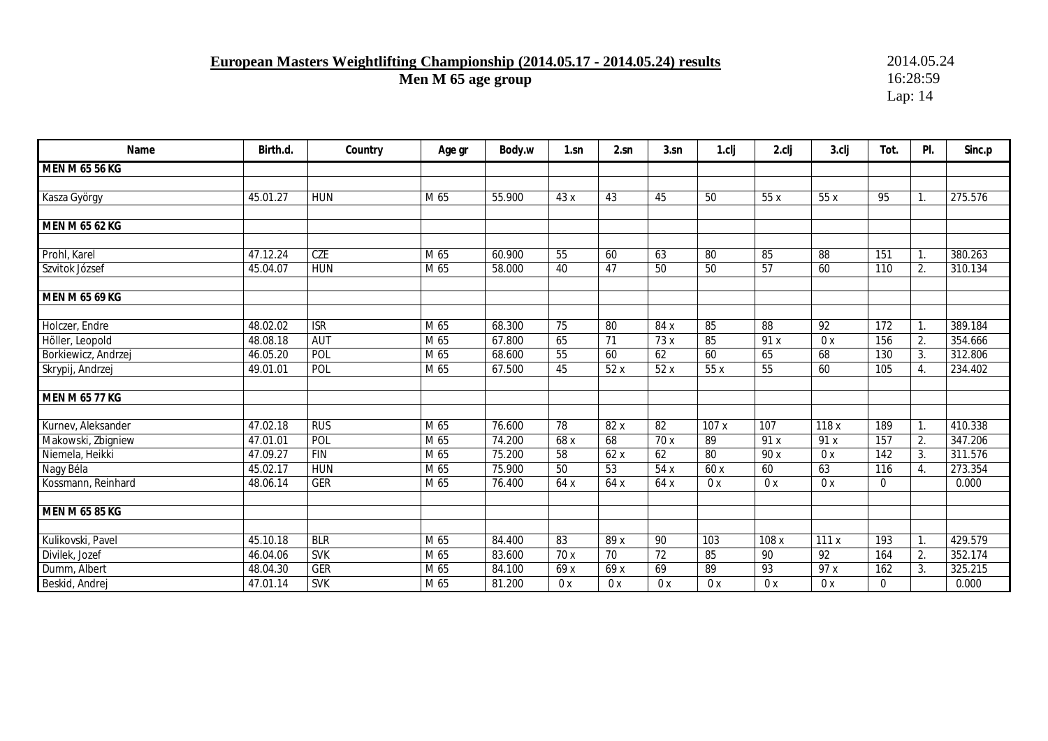**European Masters Weightlifting Championship (2014.05.17 - 2014.05.24) results**

**Men M 65 age group**

2014.05.24
16:28:59
Lap: 14

| Name | Birth.d. | Country | Age gr | Body.w | 1.sn | 2.sn | 3.sn | 1.clj | 2.clj | 3.clj | Tot. | Pl. | Sinc.p |
|---|---|---|---|---|---|---|---|---|---|---|---|---|---|
| **MEN M 65 56 KG** | | | | | | | | | | | | | |
| | | | | | | | | | | | | | |
| Kasza György | 45.01.27 | HUN | M 65 | 55.900 | 43 x | 43 | 45 | 50 | 55 x | 55 x | 95 | 1. | 275.576 |
| | | | | | | | | | | | | | |
| **MEN M 65 62 KG** | | | | | | | | | | | | | |
| | | | | | | | | | | | | | |
| Prohl, Karel | 47.12.24 | CZE | M 65 | 60.900 | 55 | 60 | 63 | 80 | 85 | 88 | 151 | 1. | 380.263 |
| Szvitok József | 45.04.07 | HUN | M 65 | 58.000 | 40 | 47 | 50 | 50 | 57 | 60 | 110 | 2. | 310.134 |
| | | | | | | | | | | | | | |
| **MEN M 65 69 KG** | | | | | | | | | | | | | |
| | | | | | | | | | | | | | |
| Holczer, Endre | 48.02.02 | ISR | M 65 | 68.300 | 75 | 80 | 84 x | 85 | 88 | 92 | 172 | 1. | 389.184 |
| Höller, Leopold | 48.08.18 | AUT | M 65 | 67.800 | 65 | 71 | 73 x | 85 | 91 x | 0 x | 156 | 2. | 354.666 |
| Borkiewicz, Andrzej | 46.05.20 | POL | M 65 | 68.600 | 55 | 60 | 62 | 60 | 65 | 68 | 130 | 3. | 312.806 |
| Skrypij, Andrzej | 49.01.01 | POL | M 65 | 67.500 | 45 | 52 x | 52 x | 55 x | 55 | 60 | 105 | 4. | 234.402 |
| | | | | | | | | | | | | | |
| **MEN M 65 77 KG** | | | | | | | | | | | | | |
| | | | | | | | | | | | | | |
| Kurnev, Aleksander | 47.02.18 | RUS | M 65 | 76.600 | 78 | 82 x | 82 | 107 x | 107 | 118 x | 189 | 1. | 410.338 |
| Makowski, Zbigniew | 47.01.01 | POL | M 65 | 74.200 | 68 x | 68 | 70 x | 89 | 91 x | 91 x | 157 | 2. | 347.206 |
| Niemela, Heikki | 47.09.27 | FIN | M 65 | 75.200 | 58 | 62 x | 62 | 80 | 90 x | 0 x | 142 | 3. | 311.576 |
| Nagy Béla | 45.02.17 | HUN | M 65 | 75.900 | 50 | 53 | 54 x | 60 x | 60 | 63 | 116 | 4. | 273.354 |
| Kossmann, Reinhard | 48.06.14 | GER | M 65 | 76.400 | 64 x | 64 x | 64 x | 0 x | 0 x | 0 x | 0 | | 0.000 |
| | | | | | | | | | | | | | |
| **MEN M 65 85 KG** | | | | | | | | | | | | | |
| | | | | | | | | | | | | | |
| Kulikovski, Pavel | 45.10.18 | BLR | M 65 | 84.400 | 83 | 89 x | 90 | 103 | 108 x | 111 x | 193 | 1. | 429.579 |
| Divilek, Jozef | 46.04.06 | SVK | M 65 | 83.600 | 70 x | 70 | 72 | 85 | 90 | 92 | 164 | 2. | 352.174 |
| Dumm, Albert | 48.04.30 | GER | M 65 | 84.100 | 69 x | 69 x | 69 | 89 | 93 | 97 x | 162 | 3. | 325.215 |
| Beskid, Andrej | 47.01.14 | SVK | M 65 | 81.200 | 0 x | 0 x | 0 x | 0 x | 0 x | 0 x | 0 | | 0.000 |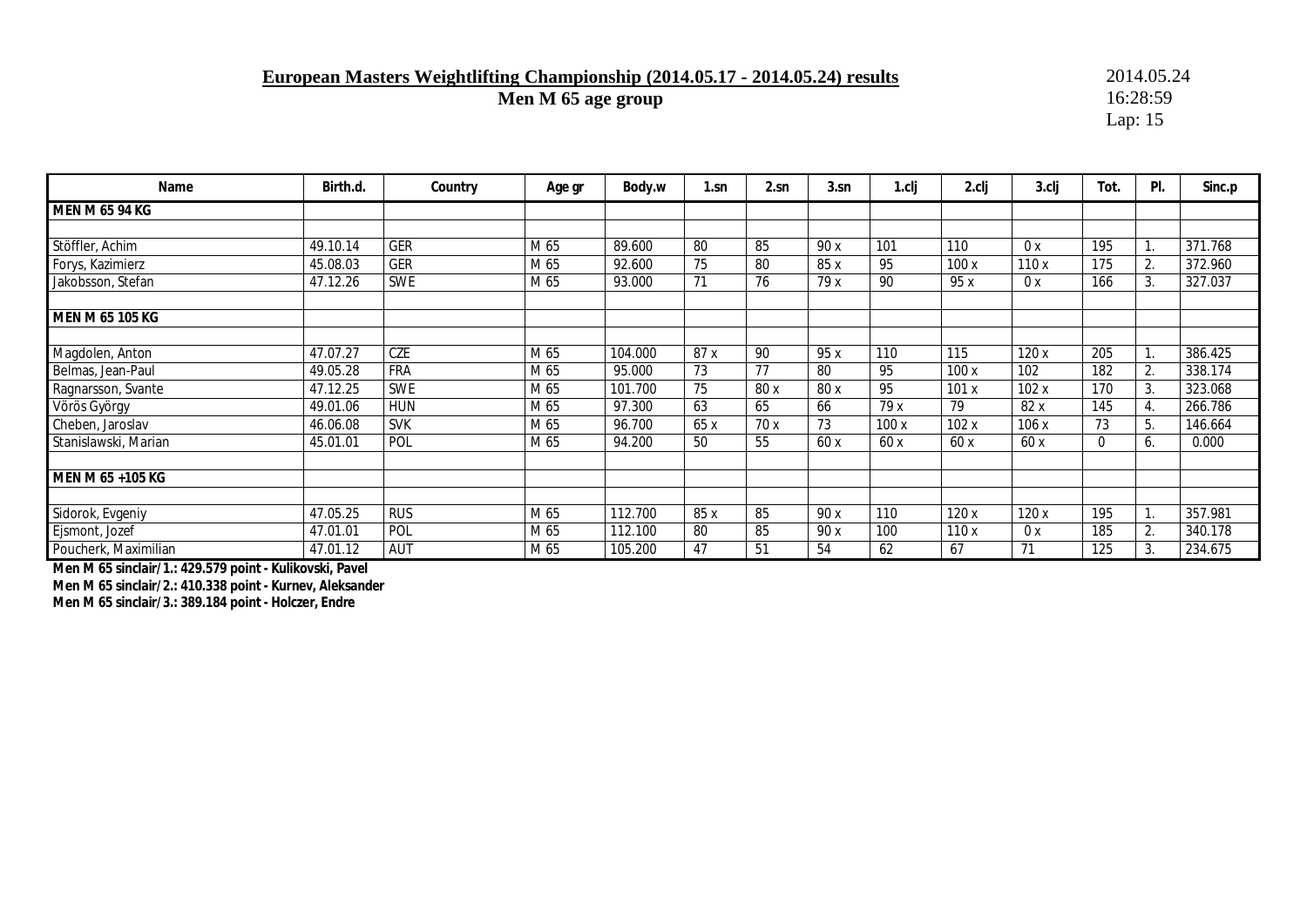**European Masters Weightlifting Championship (2014.05.17 - 2014.05.24) results**

**Men M 65 age group**

2014.05.24
16:28:59
Lap: 15

| Name | Birth.d. | Country | Age gr | Body.w | 1.sn | 2.sn | 3.sn | 1.clj | 2.clj | 3.clj | Tot. | Pl. | Sinc.p |
|---|---|---|---|---|---|---|---|---|---|---|---|---|---|
| **MEN M 65 94 KG** | | | | | | | | | | | | | |
| | | | | | | | | | | | | | |
| Stöffler, Achim | 49.10.14 | GER | M 65 | 89.600 | 80 | 85 | 90 x | 101 | 110 | 0 x | 195 | 1. | 371.768 |
| Forys, Kazimierz | 45.08.03 | GER | M 65 | 92.600 | 75 | 80 | 85 x | 95 | 100 x | 110 x | 175 | 2. | 372.960 |
| Jakobsson, Stefan | 47.12.26 | SWE | M 65 | 93.000 | 71 | 76 | 79 x | 90 | 95 x | 0 x | 166 | 3. | 327.037 |
| | | | | | | | | | | | | | |
| **MEN M 65 105 KG** | | | | | | | | | | | | | |
| | | | | | | | | | | | | | |
| Magdolen, Anton | 47.07.27 | CZE | M 65 | 104.000 | 87 x | 90 | 95 x | 110 | 115 | 120 x | 205 | 1. | 386.425 |
| Belmas, Jean-Paul | 49.05.28 | FRA | M 65 | 95.000 | 73 | 77 | 80 | 95 | 100 x | 102 | 182 | 2. | 338.174 |
| Ragnarsson, Svante | 47.12.25 | SWE | M 65 | 101.700 | 75 | 80 x | 80 x | 95 | 101 x | 102 x | 170 | 3. | 323.068 |
| Vörös György | 49.01.06 | HUN | M 65 | 97.300 | 63 | 65 | 66 | 79 x | 79 | 82 x | 145 | 4. | 266.786 |
| Cheben, Jaroslav | 46.06.08 | SVK | M 65 | 96.700 | 65 x | 70 x | 73 | 100 x | 102 x | 106 x | 73 | 5. | 146.664 |
| Stanislawski, Marian | 45.01.01 | POL | M 65 | 94.200 | 50 | 55 | 60 x | 60 x | 60 x | 60 x | 0 | 6. | 0.000 |
| | | | | | | | | | | | | | |
| **MEN M 65 +105 KG** | | | | | | | | | | | | | |
| | | | | | | | | | | | | | |
| Sidorok, Evgeniy | 47.05.25 | RUS | M 65 | 112.700 | 85 x | 85 | 90 x | 110 | 120 x | 120 x | 195 | 1. | 357.981 |
| Ejsmont, Jozef | 47.01.01 | POL | M 65 | 112.100 | 80 | 85 | 90 x | 100 | 110 x | 0 x | 185 | 2. | 340.178 |
| Poucherk, Maximilian | 47.01.12 | AUT | M 65 | 105.200 | 47 | 51 | 54 | 62 | 67 | 71 | 125 | 3. | 234.675 |

**Men M 65 sinclair/1.: 429.579 point - Kulikovski, Pavel**

**Men M 65 sinclair/2.: 410.338 point - Kurnev, Aleksander**

**Men M 65 sinclair/3.: 389.184 point - Holczer, Endre**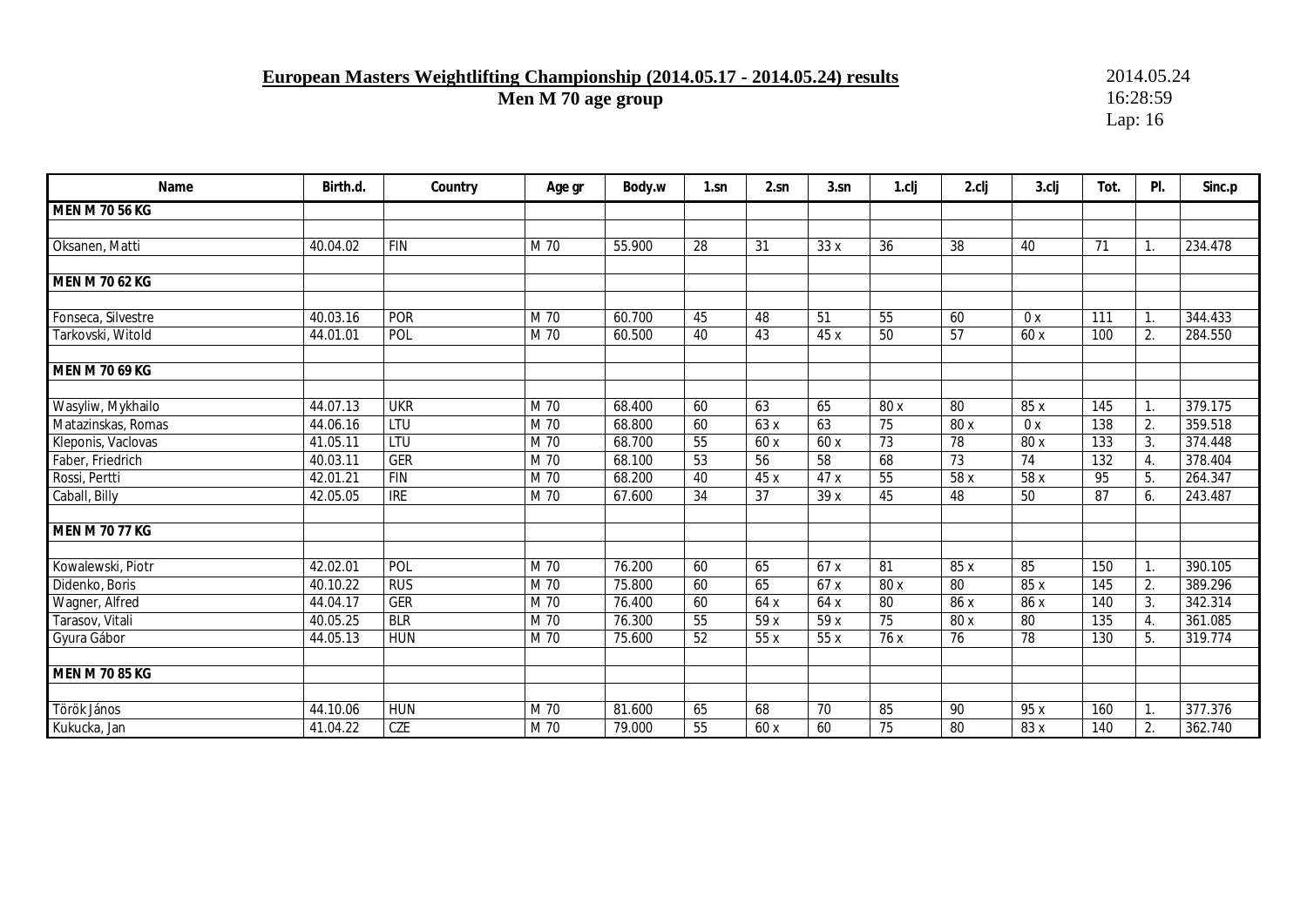**European Masters Weightlifting Championship (2014.05.17 - 2014.05.24) results**

**Men M 70 age group**

2014.05.24
16:28:59

| Name | Birth.d. | Country | Age gr | Body.w | 1.sn | 2.sn | 3.sn | 1.clj | 2.clj | 3.clj | Tot. | Pl. | Sinc.p |
|---|---|---|---|---|---|---|---|---|---|---|---|---|---|
| **MEN M 70 56 KG** | | | | | | | | | | | | | |
| Oksanen, Matti | 40.04.02 | FIN | M 70 | 55.900 | 28 | 31 | 33 x | 36 | 38 | 40 | 71 | 1. | 234.478 |
| **MEN M 70 62 KG** | | | | | | | | | | | | | |
| Fonseca, Silvestre | 40.03.16 | POR | M 70 | 60.700 | 45 | 48 | 51 | 55 | 60 | 0 x | 111 | 1. | 344.433 |
| Tarkovski, Witold | 44.01.01 | POL | M 70 | 60.500 | 40 | 43 | 45 x | 50 | 57 | 60 x | 100 | 2. | 284.550 |
| **MEN M 70 69 KG** | | | | | | | | | | | | | |
| Wasyliw, Mykhailo | 44.07.13 | UKR | M 70 | 68.400 | 60 | 63 | 65 | 80 x | 80 | 85 x | 145 | 1. | 379.175 |
| Matazinskas, Romas | 44.06.16 | LTU | M 70 | 68.800 | 60 | 63 x | 63 | 75 | 80 x | 0 x | 138 | 2. | 359.518 |
| Kleponis, Vaclovas | 41.05.11 | LTU | M 70 | 68.700 | 55 | 60 x | 60 x | 73 | 78 | 80 x | 133 | 3. | 374.448 |
| Faber, Friedrich | 40.03.11 | GER | M 70 | 68.100 | 53 | 56 | 58 | 68 | 73 | 74 | 132 | 4. | 378.404 |
| Rossi, Pertti | 42.01.21 | FIN | M 70 | 68.200 | 40 | 45 x | 47 x | 55 | 58 x | 58 x | 95 | 5. | 264.347 |
| Caball, Billy | 42.05.05 | IRE | M 70 | 67.600 | 34 | 37 | 39 x | 45 | 48 | 50 | 87 | 6. | 243.487 |
| **MEN M 70 77 KG** | | | | | | | | | | | | | |
| Kowalewski, Piotr | 42.02.01 | POL | M 70 | 76.200 | 60 | 65 | 67 x | 81 | 85 x | 85 | 150 | 1. | 390.105 |
| Didenko, Boris | 40.10.22 | RUS | M 70 | 75.800 | 60 | 65 | 67 x | 80 x | 80 | 85 x | 145 | 2. | 389.296 |
| Wagner, Alfred | 44.04.17 | GER | M 70 | 76.400 | 60 | 64 x | 64 x | 80 | 86 x | 86 x | 140 | 3. | 342.314 |
| Tarasov, Vitali | 40.05.25 | BLR | M 70 | 76.300 | 55 | 59 x | 59 x | 75 | 80 x | 80 | 135 | 4. | 361.085 |
| Gyura Gábor | 44.05.13 | HUN | M 70 | 75.600 | 52 | 55 x | 55 x | 76 x | 76 | 78 | 130 | 5. | 319.774 |
| **MEN M 70 85 KG** | | | | | | | | | | | | | |
| Török János | 44.10.06 | HUN | M 70 | 81.600 | 65 | 68 | 70 | 85 | 90 | 95 x | 160 | 1. | 377.376 |
| Kukucka, Jan | 41.04.22 | CZE | M 70 | 79.000 | 55 | 60 x | 60 | 75 | 80 | 83 x | 140 | 2. | 362.740 |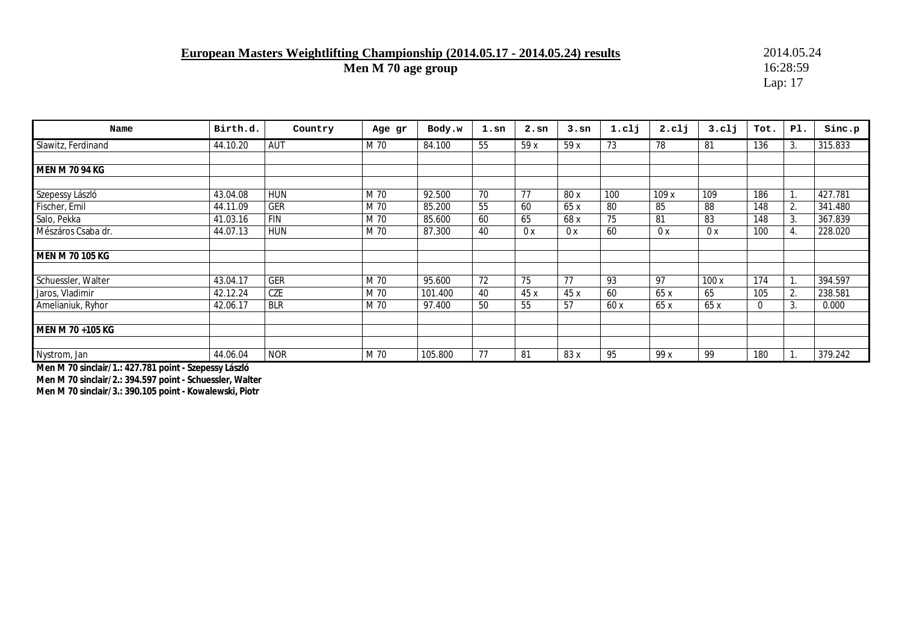**European Masters Weightlifting Championship (2014.05.17 - 2014.05.24) results**

**Men M 70 age group**

2014.05.24
16:28:59

| Name | Birth.d. | Country | Age gr | Body.w | 1.sn | 2.sn | 3.sn | 1.clj | 2.clj | 3.clj | Tot. | Pl. | Sinc.p |
|---|---|---|---|---|---|---|---|---|---|---|---|---|---|
| Slawitz, Ferdinand | 44.10.20 | AUT | M 70 | 84.100 | 55 | 59 x | 59 x | 73 | 78 | 81 | 136 | 3. | 315.833 |
| | | | | | | | | | | | | | |
| **MEN M 70 94 KG** | | | | | | | | | | | | | |
| | | | | | | | | | | | | | |
| Szepessy László | 43.04.08 | HUN | M 70 | 92.500 | 70 | 77 | 80 x | 100 | 109 x | 109 | 186 | 1. | 427.781 |
| Fischer, Emil | 44.11.09 | GER | M 70 | 85.200 | 55 | 60 | 65 x | 80 | 85 | 88 | 148 | 2. | 341.480 |
| Salo, Pekka | 41.03.16 | FIN | M 70 | 85.600 | 60 | 65 | 68 x | 75 | 81 | 83 | 148 | 3. | 367.839 |
| Mészáros Csaba dr. | 44.07.13 | HUN | M 70 | 87.300 | 40 | 0 x | 0 x | 60 | 0 x | 0 x | 100 | 4. | 228.020 |
| | | | | | | | | | | | | | |
| **MEN M 70 105 KG** | | | | | | | | | | | | | |
| | | | | | | | | | | | | | |
| Schuessler, Walter | 43.04.17 | GER | M 70 | 95.600 | 72 | 75 | 77 | 93 | 97 | 100 x | 174 | 1. | 394.597 |
| Jaros, Vladimir | 42.12.24 | CZE | M 70 | 101.400 | 40 | 45 x | 45 x | 60 | 65 x | 65 | 105 | 2. | 238.581 |
| Amelianiuk, Ryhor | 42.06.17 | BLR | M 70 | 97.400 | 50 | 55 | 57 | 60 x | 65 x | 65 x | 0 | 3. | 0.000 |
| | | | | | | | | | | | | | |
| **MEN M 70 +105 KG** | | | | | | | | | | | | | |
| | | | | | | | | | | | | | |
| Nystrom, Jan | 44.06.04 | NOR | M 70 | 105.800 | 77 | 81 | 83 x | 95 | 99 x | 99 | 180 | 1. | 379.242 |

**Men M 70 sinclair/1.: 427.781 point - Szepessy László**
**Men M 70 sinclair/2.: 394.597 point - Schuessler, Walter**
**Men M 70 sinclair/3.: 390.105 point - Kowalewski, Piotr**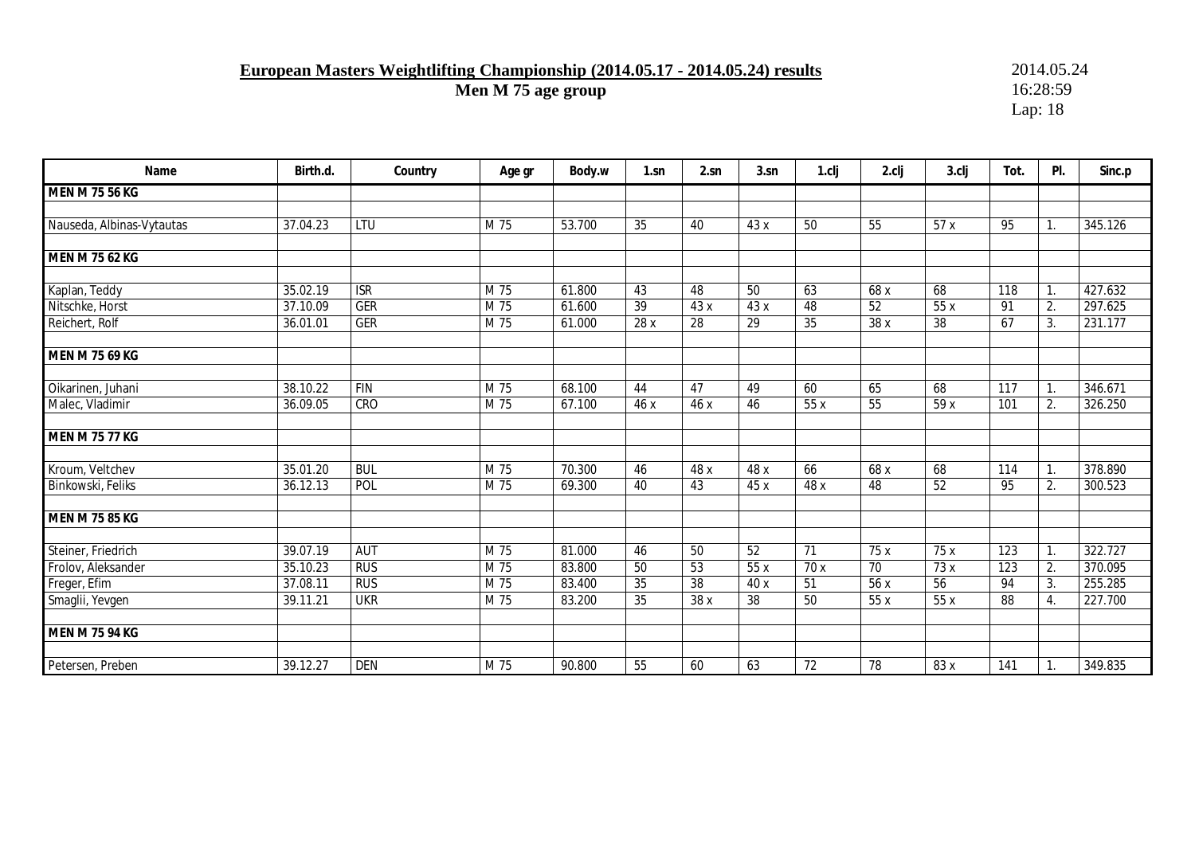**European Masters Weightlifting Championship (2014.05.17 - 2014.05.24) results**

**Men M 75 age group**

2014.05.24
16:28:59
Lap: 18

| Name | Birth.d. | Country | Age gr | Body.w | 1.sn | 2.sn | 3.sn | 1.clj | 2.clj | 3.clj | Tot. | Pl. | Sinc.p |
|---|---|---|---|---|---|---|---|---|---|---|---|---|---|
| **MEN M 75 56 KG** | | | | | | | | | | | | | |
| Nauseda, Albinas-Vytautas | 37.04.23 | LTU | M 75 | 53.700 | 35 | 40 | 43 x | 50 | 55 | 57 x | 95 | 1. | 345.126 |
| **MEN M 75 62 KG** | | | | | | | | | | | | | |
| Kaplan, Teddy | 35.02.19 | ISR | M 75 | 61.800 | 43 | 48 | 50 | 63 | 68 x | 68 | 118 | 1. | 427.632 |
| Nitschke, Horst | 37.10.09 | GER | M 75 | 61.600 | 39 | 43 x | 43 x | 48 | 52 | 55 x | 91 | 2. | 297.625 |
| Reichert, Rolf | 36.01.01 | GER | M 75 | 61.000 | 28 x | 28 | 29 | 35 | 38 x | 38 | 67 | 3. | 231.177 |
| **MEN M 75 69 KG** | | | | | | | | | | | | | |
| Oikarinen, Juhani | 38.10.22 | FIN | M 75 | 68.100 | 44 | 47 | 49 | 60 | 65 | 68 | 117 | 1. | 346.671 |
| Malec, Vladimir | 36.09.05 | CRO | M 75 | 67.100 | 46 x | 46 x | 46 | 55 x | 55 | 59 x | 101 | 2. | 326.250 |
| **MEN M 75 77 KG** | | | | | | | | | | | | | |
| Kroum, Veltchev | 35.01.20 | BUL | M 75 | 70.300 | 46 | 48 x | 48 x | 66 | 68 x | 68 | 114 | 1. | 378.890 |
| Binkowski, Feliks | 36.12.13 | POL | M 75 | 69.300 | 40 | 43 | 45 x | 48 x | 48 | 52 | 95 | 2. | 300.523 |
| **MEN M 75 85 KG** | | | | | | | | | | | | | |
| Steiner, Friedrich | 39.07.19 | AUT | M 75 | 81.000 | 46 | 50 | 52 | 71 | 75 x | 75 x | 123 | 1. | 322.727 |
| Frolov, Aleksander | 35.10.23 | RUS | M 75 | 83.800 | 50 | 53 | 55 x | 70 x | 70 | 73 x | 123 | 2. | 370.095 |
| Freger, Efim | 37.08.11 | RUS | M 75 | 83.400 | 35 | 38 | 40 x | 51 | 56 x | 56 | 94 | 3. | 255.285 |
| Smaglii, Yevgen | 39.11.21 | UKR | M 75 | 83.200 | 35 | 38 x | 38 | 50 | 55 x | 55 x | 88 | 4. | 227.700 |
| **MEN M 75 94 KG** | | | | | | | | | | | | | |
| Petersen, Preben | 39.12.27 | DEN | M 75 | 90.800 | 55 | 60 | 63 | 72 | 78 | 83 x | 141 | 1. | 349.835 |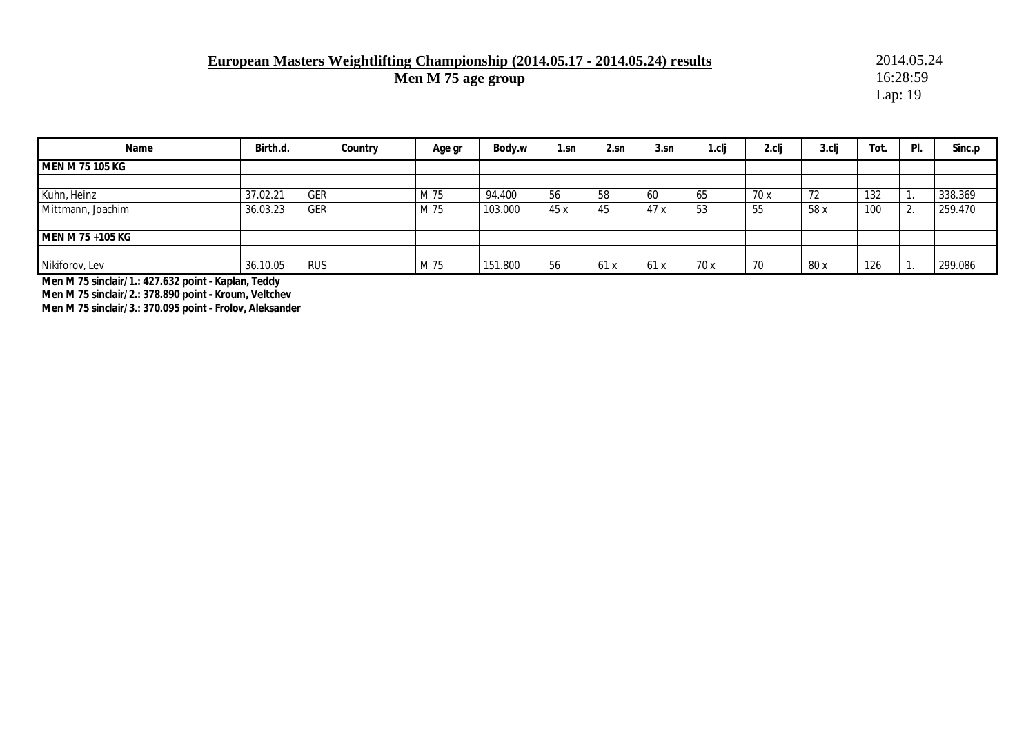**European Masters Weightlifting Championship (2014.05.17 - 2014.05.24) results**

**Men M 75 age group**

2014.05.24
16:28:59
Lap: 19

| Name | Birth.d. | Country | Age gr | Body.w | 1.sn | 2.sn | 3.sn | 1.clj | 2.clj | 3.clj | Tot. | Pl. | Sinc.p |
|---|---|---|---|---|---|---|---|---|---|---|---|---|---|
| **MEN M 75 105 KG** | | | | | | | | | | | | | |
| | | | | | | | | | | | | | |
| Kuhn, Heinz | 37.02.21 | GER | M 75 | 94.400 | 56 | 58 | 60 | 65 | 70 x | 72 | 132 | 1. | 338.369 |
| Mittmann, Joachim | 36.03.23 | GER | M 75 | 103.000 | 45 x | 45 | 47 x | 53 | 55 | 58 x | 100 | 2. | 259.470 |
| | | | | | | | | | | | | | |
| **MEN M 75 +105 KG** | | | | | | | | | | | | | |
| | | | | | | | | | | | | | |
| Nikiforov, Lev | 36.10.05 | RUS | M 75 | 151.800 | 56 | 61 x | 61 x | 70 x | 70 | 80 x | 126 | 1. | 299.086 |

**Men M 75 sinclair/1.: 427.632 point - Kaplan, Teddy**
**Men M 75 sinclair/2.: 378.890 point - Kroum, Veltchev**
**Men M 75 sinclair/3.: 370.095 point - Frolov, Aleksander**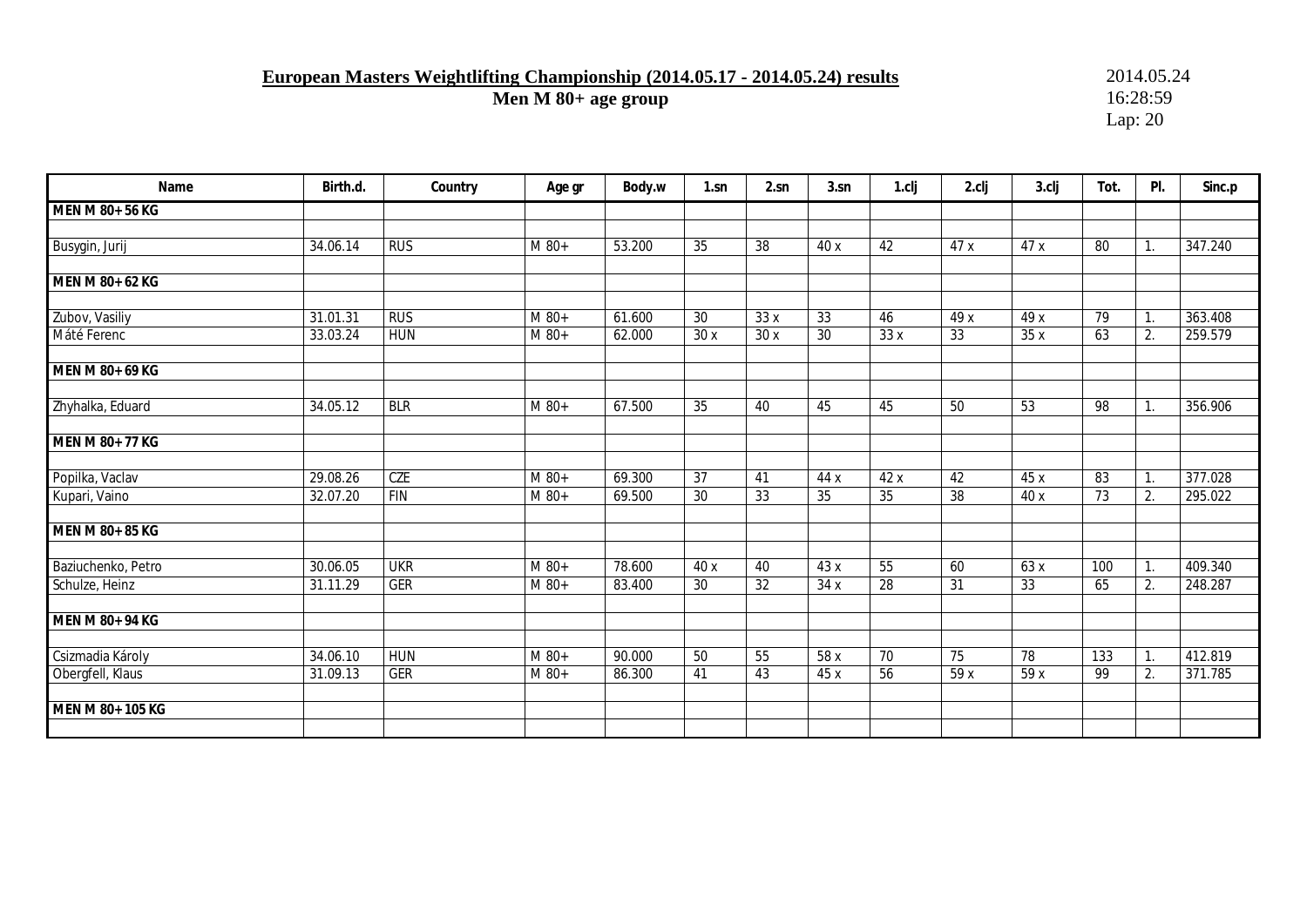# European Masters Weightlifting Championship (2014.05.17 - 2014.05.24) results

**Men M 80+ age group**

2014.05.24
16:28:59
Lap: 20

| Name | Birth.d. | Country | Age gr | Body.w | 1.sn | 2.sn | 3.sn | 1.clj | 2.clj | 3.clj | Tot. | Pl. | Sinc.p |
|---|---|---|---|---|---|---|---|---|---|---|---|---|---|
| **MEN M 80+ 56 KG** | | | | | | | | | | | | | |
| Busygin, Jurij | 34.06.14 | RUS | M 80+ | 53.200 | 35 | 38 | 40 x | 42 | 47 x | 47 x | 80 | 1. | 347.240 |
| **MEN M 80+ 62 KG** | | | | | | | | | | | | | |
| Zubov, Vasiliy | 31.01.31 | RUS | M 80+ | 61.600 | 30 | 33 x | 33 | 46 | 49 x | 49 x | 79 | 1. | 363.408 |
| Máté Ferenc | 33.03.24 | HUN | M 80+ | 62.000 | 30 x | 30 x | 30 | 33 x | 33 | 35 x | 63 | 2. | 259.579 |
| **MEN M 80+ 69 KG** | | | | | | | | | | | | | |
| Zhyhalka, Eduard | 34.05.12 | BLR | M 80+ | 67.500 | 35 | 40 | 45 | 45 | 50 | 53 | 98 | 1. | 356.906 |
| **MEN M 80+ 77 KG** | | | | | | | | | | | | | |
| Popilka, Vaclav | 29.08.26 | CZE | M 80+ | 69.300 | 37 | 41 | 44 x | 42 x | 42 | 45 x | 83 | 1. | 377.028 |
| Kupari, Vaino | 32.07.20 | FIN | M 80+ | 69.500 | 30 | 33 | 35 | 35 | 38 | 40 x | 73 | 2. | 295.022 |
| **MEN M 80+ 85 KG** | | | | | | | | | | | | | |
| Baziuchenko, Petro | 30.06.05 | UKR | M 80+ | 78.600 | 40 x | 40 | 43 x | 55 | 60 | 63 x | 100 | 1. | 409.340 |
| Schulze, Heinz | 31.11.29 | GER | M 80+ | 83.400 | 30 | 32 | 34 x | 28 | 31 | 33 | 65 | 2. | 248.287 |
| **MEN M 80+ 94 KG** | | | | | | | | | | | | | |
| Csizmadia Károly | 34.06.10 | HUN | M 80+ | 90.000 | 50 | 55 | 58 x | 70 | 75 | 78 | 133 | 1. | 412.819 |
| Obergfell, Klaus | 31.09.13 | GER | M 80+ | 86.300 | 41 | 43 | 45 x | 56 | 59 x | 59 x | 99 | 2. | 371.785 |
| **MEN M 80+ 105 KG** | | | | | | | | | | | | | |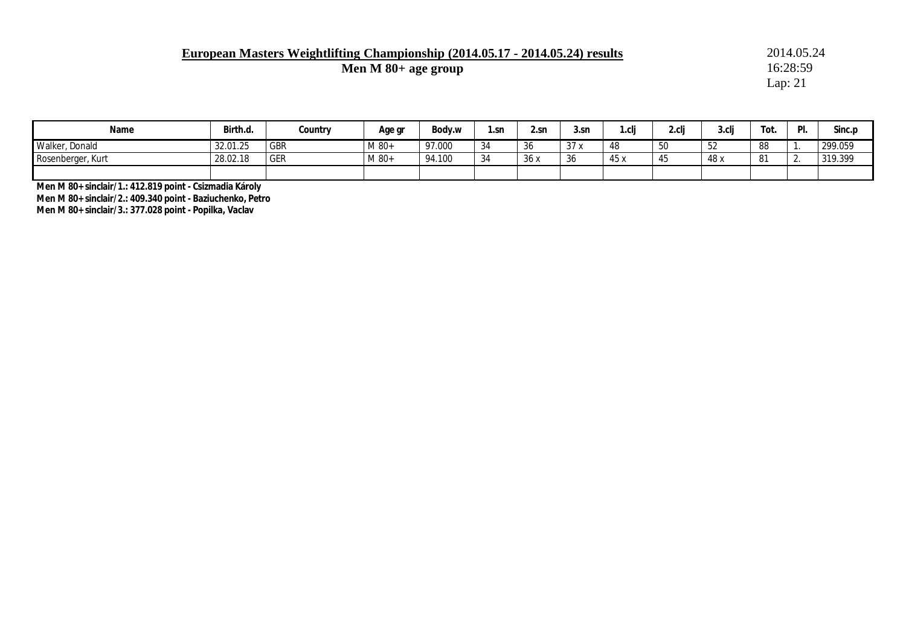# European Masters Weightlifting Championship (2014.05.17 - 2014.05.24) results

**Men M 80+ age group**

2014.05.24
16:28:59
Lap: 21

| Name | Birth.d. | Country | Age gr | Body.w | 1.sn | 2.sn | 3.sn | 1.clj | 2.clj | 3.clj | Tot. | Pl. | Sinc.p |
|---|---|---|---|---|---|---|---|---|---|---|---|---|---|
| Walker, Donald | 32.01.25 | GBR | M 80+ | 97.000 | 34 | 36 | 37 x | 48 | 50 | 52 | 88 | 1. | 299.059 |
| Rosenberger, Kurt | 28.02.18 | GER | M 80+ | 94.100 | 34 | 36 x | 36 | 45 x | 45 | 48 x | 81 | 2. | 319.399 |
| | | | | | | | | | | | | | |

**Men M 80+ sinclair/1.: 412.819 point - Csizmadia Károly**
**Men M 80+ sinclair/2.: 409.340 point - Baziuchenko, Petro**
**Men M 80+ sinclair/3.: 377.028 point - Popilka, Vaclav**